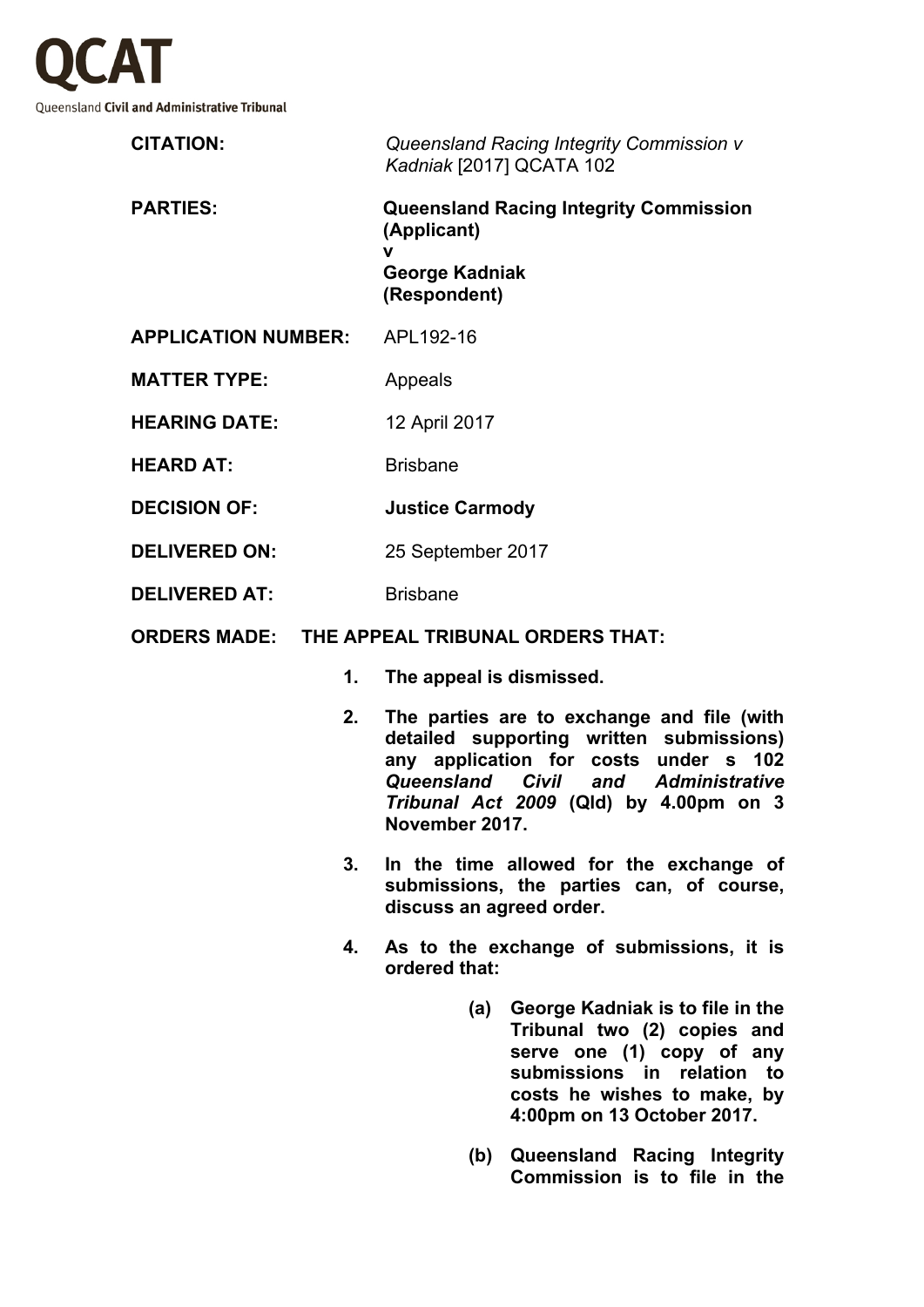**QCAT**

Queensland **Civil and Administrative Tribunal**

**CITATION:** *Queensland Racing Integrity Commission v Kadniak* [2017] QCATA 102

**PARTIES:** **Queensland Racing Integrity Commission (Applicant)**
**v**
**George Kadniak (Respondent)**

**APPLICATION NUMBER:** APL192-16

**MATTER TYPE:** Appeals

**HEARING DATE:** 12 April 2017

**HEARD AT:** Brisbane

**DECISION OF:** **Justice Carmody**

**DELIVERED ON:** 25 September 2017

**DELIVERED AT:** Brisbane

**ORDERS MADE:** **THE APPEAL TRIBUNAL ORDERS THAT:**

1. **The appeal is dismissed.**
2. **The parties are to exchange and file (with detailed supporting written submissions) any application for costs under s 102 *Queensland Civil and Administrative Tribunal Act 2009* (Qld) by 4.00pm on 3 November 2017.**
3. **In the time allowed for the exchange of submissions, the parties can, of course, discuss an agreed order.**
4. **As to the exchange of submissions, it is ordered that:**
   - **(a) George Kadniak is to file in the Tribunal two (2) copies and serve one (1) copy of any submissions in relation to costs he wishes to make, by 4:00pm on 13 October 2017.**
   - **(b) Queensland Racing Integrity Commission is to file in the**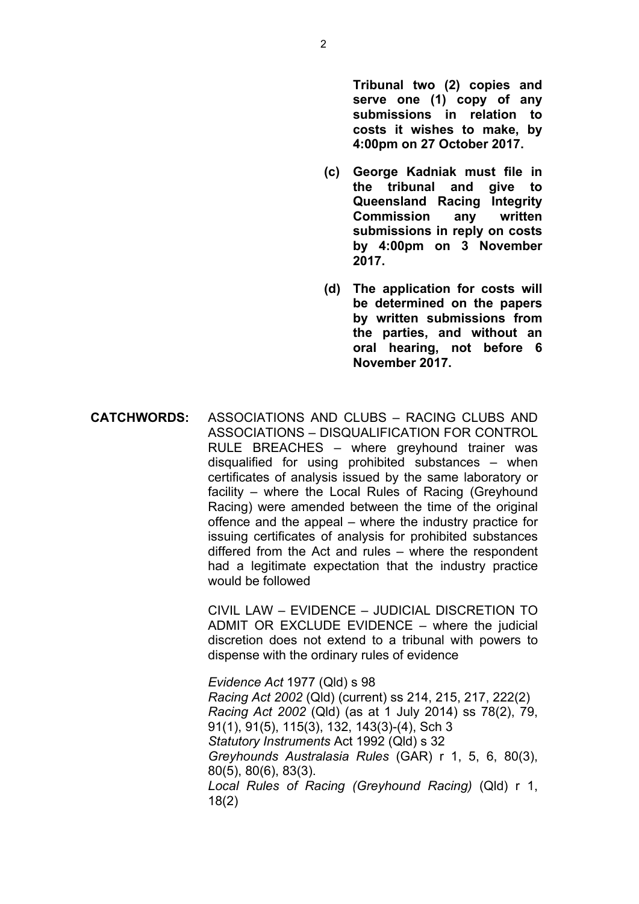**Tribunal two (2) copies and serve one (1) copy of any submissions in relation to costs it wishes to make, by 4:00pm on 27 October 2017.**

**(c) George Kadniak must file in the tribunal and give to Queensland Racing Integrity Commission any written submissions in reply on costs by 4:00pm on 3 November 2017.**

**(d) The application for costs will be determined on the papers by written submissions from the parties, and without an oral hearing, not before 6 November 2017.**

**CATCHWORDS:** ASSOCIATIONS AND CLUBS – RACING CLUBS AND ASSOCIATIONS – DISQUALIFICATION FOR CONTROL RULE BREACHES – where greyhound trainer was disqualified for using prohibited substances – when certificates of analysis issued by the same laboratory or facility – where the Local Rules of Racing (Greyhound Racing) were amended between the time of the original offence and the appeal – where the industry practice for issuing certificates of analysis for prohibited substances differed from the Act and rules – where the respondent had a legitimate expectation that the industry practice would be followed

CIVIL LAW – EVIDENCE – JUDICIAL DISCRETION TO ADMIT OR EXCLUDE EVIDENCE – where the judicial discretion does not extend to a tribunal with powers to dispense with the ordinary rules of evidence

*Evidence Act* 1977 (Qld) s 98
*Racing Act 2002* (Qld) (current) ss 214, 215, 217, 222(2)
*Racing Act 2002* (Qld) (as at 1 July 2014) ss 78(2), 79, 91(1), 91(5), 115(3), 132, 143(3)-(4), Sch 3
*Statutory Instruments* Act 1992 (Qld) s 32
*Greyhounds Australasia Rules* (GAR) r 1, 5, 6, 80(3), 80(5), 80(6), 83(3).
*Local Rules of Racing (Greyhound Racing)* (Qld) r 1, 18(2)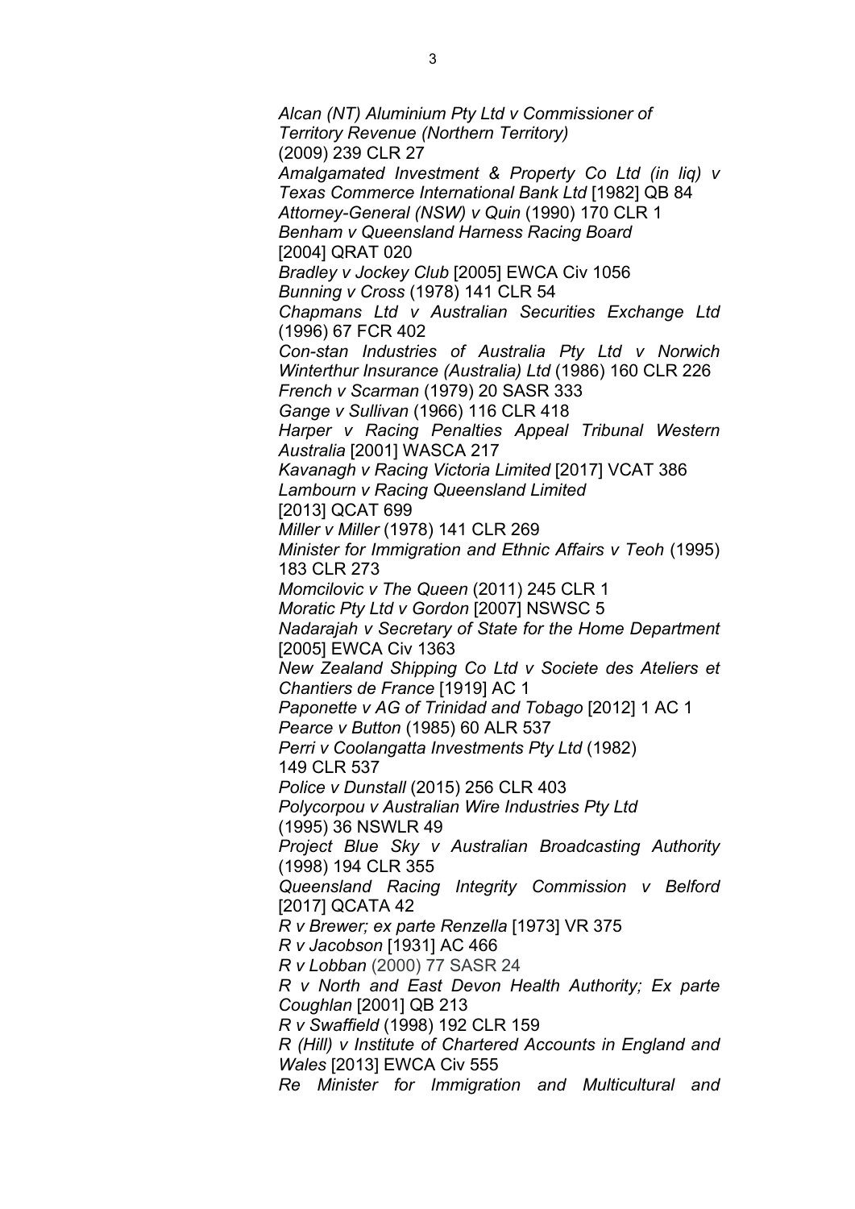*Alcan (NT) Aluminium Pty Ltd v Commissioner of Territory Revenue (Northern Territory)* (2009) 239 CLR 27

*Amalgamated Investment & Property Co Ltd (in liq) v Texas Commerce International Bank Ltd* [1982] QB 84

*Attorney-General (NSW) v Quin* (1990) 170 CLR 1

*Benham v Queensland Harness Racing Board* [2004] QRAT 020

*Bradley v Jockey Club* [2005] EWCA Civ 1056

*Bunning v Cross* (1978) 141 CLR 54

*Chapmans Ltd v Australian Securities Exchange Ltd* (1996) 67 FCR 402

*Con-stan Industries of Australia Pty Ltd v Norwich Winterthur Insurance (Australia) Ltd* (1986) 160 CLR 226

*French v Scarman* (1979) 20 SASR 333

*Gange v Sullivan* (1966) 116 CLR 418

*Harper v Racing Penalties Appeal Tribunal Western Australia* [2001] WASCA 217

*Kavanagh v Racing Victoria Limited* [2017] VCAT 386

*Lambourn v Racing Queensland Limited* [2013] QCAT 699

*Miller v Miller* (1978) 141 CLR 269

*Minister for Immigration and Ethnic Affairs v Teoh* (1995) 183 CLR 273

*Momcilovic v The Queen* (2011) 245 CLR 1

*Moratic Pty Ltd v Gordon* [2007] NSWSC 5

*Nadarajah v Secretary of State for the Home Department* [2005] EWCA Civ 1363

*New Zealand Shipping Co Ltd v Societe des Ateliers et Chantiers de France* [1919] AC 1

*Paponette v AG of Trinidad and Tobago* [2012] 1 AC 1

*Pearce v Button* (1985) 60 ALR 537

*Perri v Coolangatta Investments Pty Ltd* (1982) 149 CLR 537

*Police v Dunstall* (2015) 256 CLR 403

*Polycorpou v Australian Wire Industries Pty Ltd* (1995) 36 NSWLR 49

*Project Blue Sky v Australian Broadcasting Authority* (1998) 194 CLR 355

*Queensland Racing Integrity Commission v Belford* [2017] QCATA 42

*R v Brewer; ex parte Renzella* [1973] VR 375

*R v Jacobson* [1931] AC 466

*R v Lobban* (2000) 77 SASR 24

*R v North and East Devon Health Authority; Ex parte Coughlan* [2001] QB 213

*R v Swaffield* (1998) 192 CLR 159

*R (Hill) v Institute of Chartered Accounts in England and Wales* [2013] EWCA Civ 555

*Re Minister for Immigration and Multicultural and*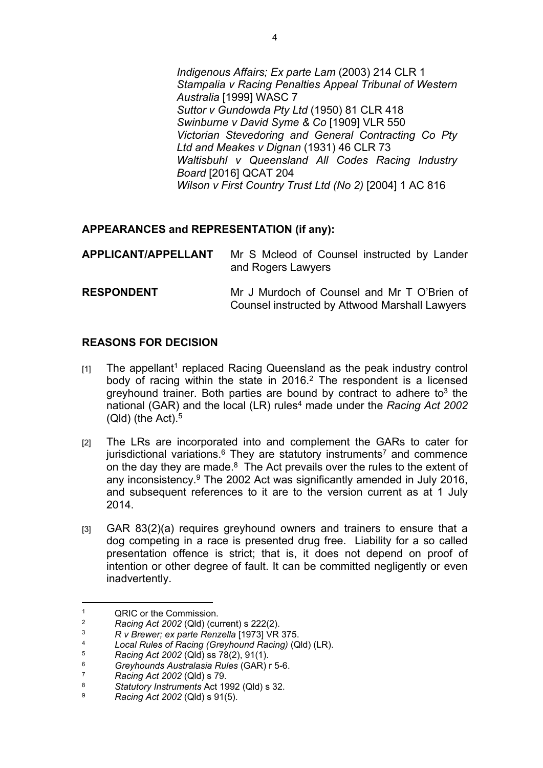*Indigenous Affairs; Ex parte Lam* (2003) 214 CLR 1
*Stampalia v Racing Penalties Appeal Tribunal of Western Australia* [1999] WASC 7
*Suttor v Gundowda Pty Ltd* (1950) 81 CLR 418
*Swinburne v David Syme & Co* [1909] VLR 550
*Victorian Stevedoring and General Contracting Co Pty Ltd and Meakes v Dignan* (1931) 46 CLR 73
*Waltisbuhl v Queensland All Codes Racing Industry Board* [2016] QCAT 204
*Wilson v First Country Trust Ltd (No 2)* [2004] 1 AC 816

**APPEARANCES and REPRESENTATION (if any):**

| | |
|---|---|
| **APPLICANT/APPELLANT** | Mr S Mcleod of Counsel instructed by Lander and Rogers Lawyers |
| **RESPONDENT** | Mr J Murdoch of Counsel and Mr T O'Brien of Counsel instructed by Attwood Marshall Lawyers |

**REASONS FOR DECISION**

[1] The appellant[1] replaced Racing Queensland as the peak industry control body of racing within the state in 2016.[2] The respondent is a licensed greyhound trainer. Both parties are bound by contract to adhere to[3] the national (GAR) and the local (LR) rules[4] made under the *Racing Act 2002* (Qld) (the Act).[5]

[2] The LRs are incorporated into and complement the GARs to cater for jurisdictional variations.[6] They are statutory instruments[7] and commence on the day they are made.[8] The Act prevails over the rules to the extent of any inconsistency.[9] The 2002 Act was significantly amended in July 2016, and subsequent references to it are to the version current as at 1 July 2014.

[3] GAR 83(2)(a) requires greyhound owners and trainers to ensure that a dog competing in a race is presented drug free. Liability for a so called presentation offence is strict; that is, it does not depend on proof of intention or other degree of fault. It can be committed negligently or even inadvertently.

---

1 QRIC or the Commission.
2 *Racing Act 2002* (Qld) (current) s 222(2).
3 *R v Brewer; ex parte Renzella* [1973] VR 375.
4 *Local Rules of Racing (Greyhound Racing)* (Qld) (LR).
5 *Racing Act 2002* (Qld) ss 78(2), 91(1).
6 *Greyhounds Australasia Rules* (GAR) r 5-6.
7 *Racing Act 2002* (Qld) s 79.
8 *Statutory Instruments* Act 1992 (Qld) s 32.
9 *Racing Act 2002* (Qld) s 91(5).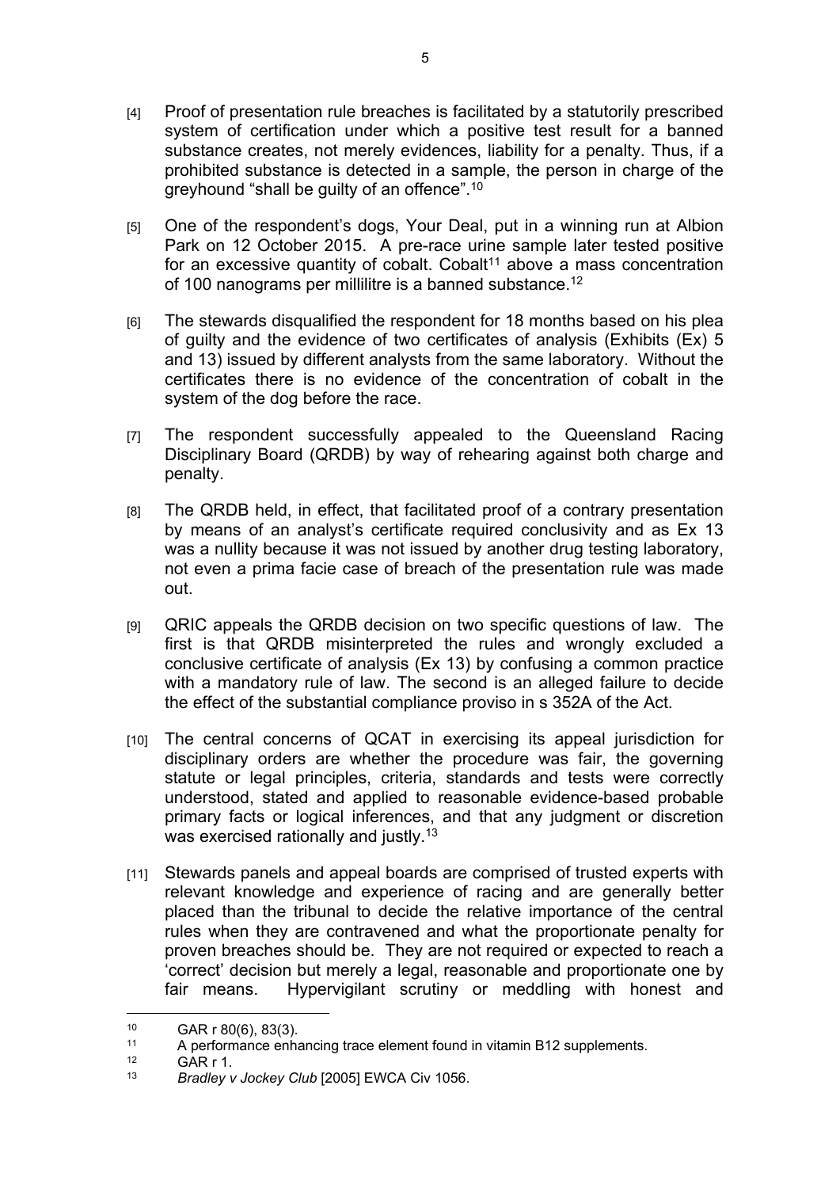[4] Proof of presentation rule breaches is facilitated by a statutorily prescribed system of certification under which a positive test result for a banned substance creates, not merely evidences, liability for a penalty. Thus, if a prohibited substance is detected in a sample, the person in charge of the greyhound "shall be guilty of an offence".[10]

[5] One of the respondent's dogs, Your Deal, put in a winning run at Albion Park on 12 October 2015. A pre-race urine sample later tested positive for an excessive quantity of cobalt. Cobalt[11] above a mass concentration of 100 nanograms per millilitre is a banned substance.[12]

[6] The stewards disqualified the respondent for 18 months based on his plea of guilty and the evidence of two certificates of analysis (Exhibits (Ex) 5 and 13) issued by different analysts from the same laboratory. Without the certificates there is no evidence of the concentration of cobalt in the system of the dog before the race.

[7] The respondent successfully appealed to the Queensland Racing Disciplinary Board (QRDB) by way of rehearing against both charge and penalty.

[8] The QRDB held, in effect, that facilitated proof of a contrary presentation by means of an analyst's certificate required conclusivity and as Ex 13 was a nullity because it was not issued by another drug testing laboratory, not even a prima facie case of breach of the presentation rule was made out.

[9] QRIC appeals the QRDB decision on two specific questions of law. The first is that QRDB misinterpreted the rules and wrongly excluded a conclusive certificate of analysis (Ex 13) by confusing a common practice with a mandatory rule of law. The second is an alleged failure to decide the effect of the substantial compliance proviso in s 352A of the Act.

[10] The central concerns of QCAT in exercising its appeal jurisdiction for disciplinary orders are whether the procedure was fair, the governing statute or legal principles, criteria, standards and tests were correctly understood, stated and applied to reasonable evidence-based probable primary facts or logical inferences, and that any judgment or discretion was exercised rationally and justly.[13]

[11] Stewards panels and appeal boards are comprised of trusted experts with relevant knowledge and experience of racing and are generally better placed than the tribunal to decide the relative importance of the central rules when they are contravened and what the proportionate penalty for proven breaches should be. They are not required or expected to reach a 'correct' decision but merely a legal, reasonable and proportionate one by fair means. Hypervigilant scrutiny or meddling with honest and

---

[10] GAR r 80(6), 83(3).

[11] A performance enhancing trace element found in vitamin B12 supplements.

[12] GAR r 1.

[13] *Bradley v Jockey Club* [2005] EWCA Civ 1056.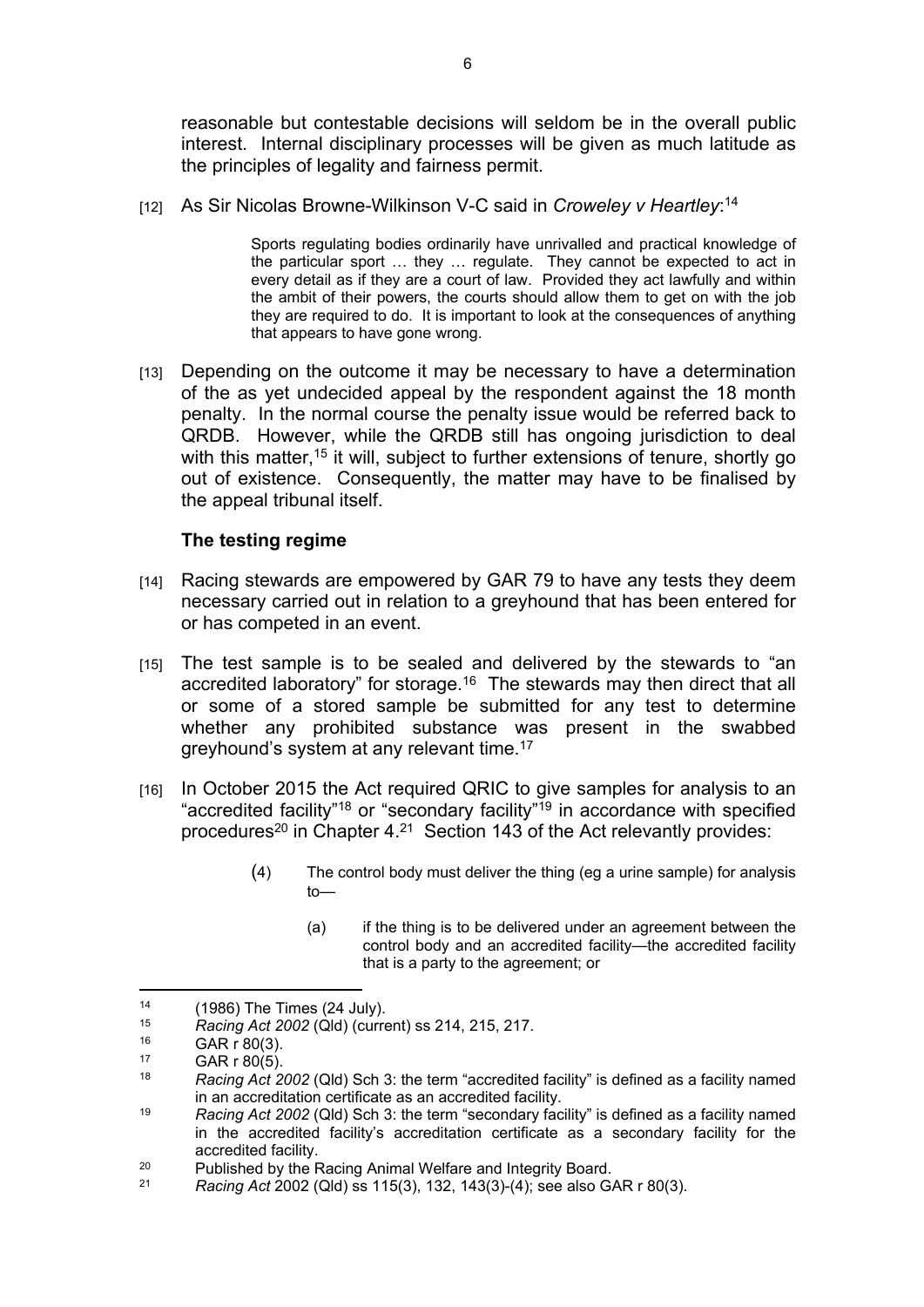reasonable but contestable decisions will seldom be in the overall public interest. Internal disciplinary processes will be given as much latitude as the principles of legality and fairness permit.

[12] As Sir Nicolas Browne-Wilkinson V-C said in *Croweley v Heartley*:[14]

> Sports regulating bodies ordinarily have unrivalled and practical knowledge of the particular sport … they … regulate. They cannot be expected to act in every detail as if they are a court of law. Provided they act lawfully and within the ambit of their powers, the courts should allow them to get on with the job they are required to do. It is important to look at the consequences of anything that appears to have gone wrong.

[13] Depending on the outcome it may be necessary to have a determination of the as yet undecided appeal by the respondent against the 18 month penalty. In the normal course the penalty issue would be referred back to QRDB. However, while the QRDB still has ongoing jurisdiction to deal with this matter,[15] it will, subject to further extensions of tenure, shortly go out of existence. Consequently, the matter may have to be finalised by the appeal tribunal itself.

### The testing regime

[14] Racing stewards are empowered by GAR 79 to have any tests they deem necessary carried out in relation to a greyhound that has been entered for or has competed in an event.

[15] The test sample is to be sealed and delivered by the stewards to "an accredited laboratory" for storage.[16] The stewards may then direct that all or some of a stored sample be submitted for any test to determine whether any prohibited substance was present in the swabbed greyhound's system at any relevant time.[17]

[16] In October 2015 the Act required QRIC to give samples for analysis to an "accredited facility"[18] or "secondary facility"[19] in accordance with specified procedures[20] in Chapter 4.[21] Section 143 of the Act relevantly provides:

> (4) The control body must deliver the thing (eg a urine sample) for analysis to—
>
> (a) if the thing is to be delivered under an agreement between the control body and an accredited facility—the accredited facility that is a party to the agreement; or

---

[14] (1986) The Times (24 July).

[15] *Racing Act 2002* (Qld) (current) ss 214, 215, 217.

[16] GAR r 80(3).

[17] GAR r 80(5).

[18] *Racing Act 2002* (Qld) Sch 3: the term "accredited facility" is defined as a facility named in an accreditation certificate as an accredited facility.

[19] *Racing Act 2002* (Qld) Sch 3: the term "secondary facility" is defined as a facility named in the accredited facility's accreditation certificate as a secondary facility for the accredited facility.

[20] Published by the Racing Animal Welfare and Integrity Board.

[21] *Racing Act* 2002 (Qld) ss 115(3), 132, 143(3)-(4); see also GAR r 80(3).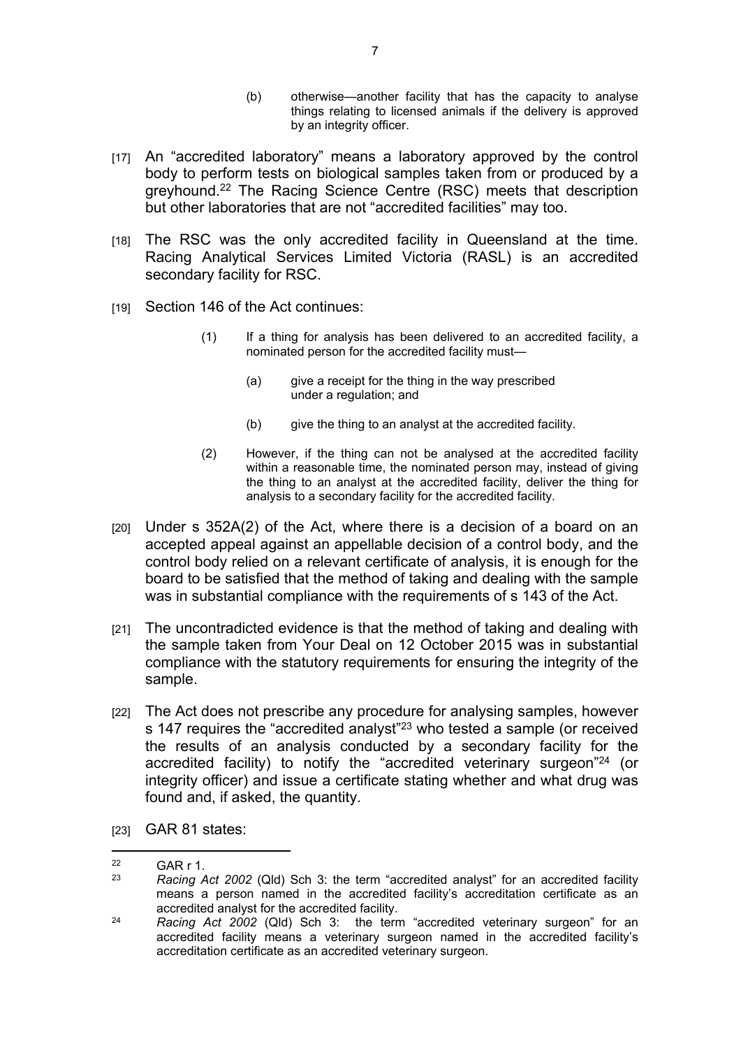> (b) otherwise—another facility that has the capacity to analyse things relating to licensed animals if the delivery is approved by an integrity officer.

[17] An "accredited laboratory" means a laboratory approved by the control body to perform tests on biological samples taken from or produced by a greyhound.[22] The Racing Science Centre (RSC) meets that description but other laboratories that are not "accredited facilities" may too.

[18] The RSC was the only accredited facility in Queensland at the time. Racing Analytical Services Limited Victoria (RASL) is an accredited secondary facility for RSC.

[19] Section 146 of the Act continues:

> (1) If a thing for analysis has been delivered to an accredited facility, a nominated person for the accredited facility must—
>
> (a) give a receipt for the thing in the way prescribed under a regulation; and
>
> (b) give the thing to an analyst at the accredited facility.
>
> (2) However, if the thing can not be analysed at the accredited facility within a reasonable time, the nominated person may, instead of giving the thing to an analyst at the accredited facility, deliver the thing for analysis to a secondary facility for the accredited facility.

[20] Under s 352A(2) of the Act, where there is a decision of a board on an accepted appeal against an appellable decision of a control body, and the control body relied on a relevant certificate of analysis, it is enough for the board to be satisfied that the method of taking and dealing with the sample was in substantial compliance with the requirements of s 143 of the Act.

[21] The uncontradicted evidence is that the method of taking and dealing with the sample taken from Your Deal on 12 October 2015 was in substantial compliance with the statutory requirements for ensuring the integrity of the sample.

[22] The Act does not prescribe any procedure for analysing samples, however s 147 requires the "accredited analyst"[23] who tested a sample (or received the results of an analysis conducted by a secondary facility for the accredited facility) to notify the "accredited veterinary surgeon"[24] (or integrity officer) and issue a certificate stating whether and what drug was found and, if asked, the quantity.

[23] GAR 81 states:

---

[22] GAR r 1.

[23] *Racing Act 2002* (Qld) Sch 3: the term "accredited analyst" for an accredited facility means a person named in the accredited facility's accreditation certificate as an accredited analyst for the accredited facility.

[24] *Racing Act 2002* (Qld) Sch 3: the term "accredited veterinary surgeon" for an accredited facility means a veterinary surgeon named in the accredited facility's accreditation certificate as an accredited veterinary surgeon.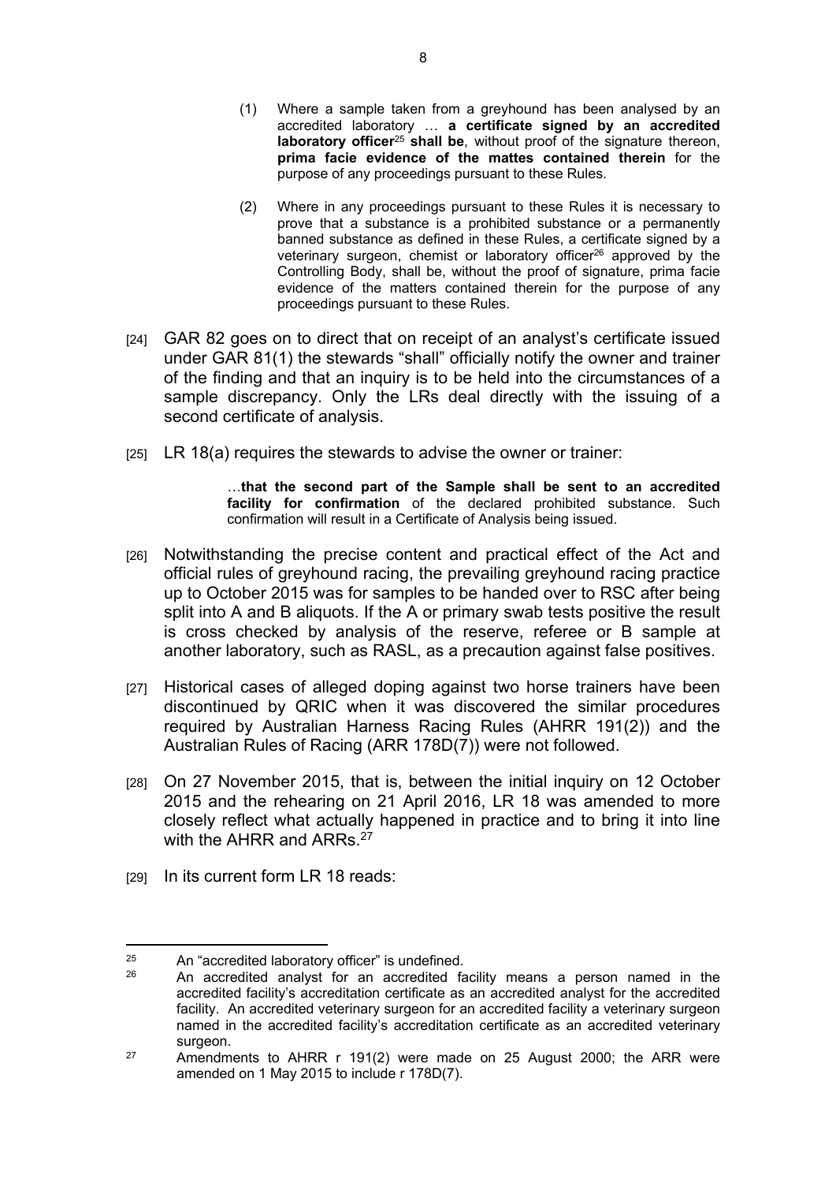(1) Where a sample taken from a greyhound has been analysed by an accredited laboratory … **a certificate signed by an accredited laboratory officer**[25] **shall be**, without proof of the signature thereon, **prima facie evidence of the mattes contained therein** for the purpose of any proceedings pursuant to these Rules.

(2) Where in any proceedings pursuant to these Rules it is necessary to prove that a substance is a prohibited substance or a permanently banned substance as defined in these Rules, a certificate signed by a veterinary surgeon, chemist or laboratory officer[26] approved by the Controlling Body, shall be, without the proof of signature, prima facie evidence of the matters contained therein for the purpose of any proceedings pursuant to these Rules.

[24] GAR 82 goes on to direct that on receipt of an analyst's certificate issued under GAR 81(1) the stewards "shall" officially notify the owner and trainer of the finding and that an inquiry is to be held into the circumstances of a sample discrepancy. Only the LRs deal directly with the issuing of a second certificate of analysis.

[25] LR 18(a) requires the stewards to advise the owner or trainer:

> …**that the second part of the Sample shall be sent to an accredited facility for confirmation** of the declared prohibited substance. Such confirmation will result in a Certificate of Analysis being issued.

[26] Notwithstanding the precise content and practical effect of the Act and official rules of greyhound racing, the prevailing greyhound racing practice up to October 2015 was for samples to be handed over to RSC after being split into A and B aliquots. If the A or primary swab tests positive the result is cross checked by analysis of the reserve, referee or B sample at another laboratory, such as RASL, as a precaution against false positives.

[27] Historical cases of alleged doping against two horse trainers have been discontinued by QRIC when it was discovered the similar procedures required by Australian Harness Racing Rules (AHRR 191(2)) and the Australian Rules of Racing (ARR 178D(7)) were not followed.

[28] On 27 November 2015, that is, between the initial inquiry on 12 October 2015 and the rehearing on 21 April 2016, LR 18 was amended to more closely reflect what actually happened in practice and to bring it into line with the AHRR and ARRs.[27]

[29] In its current form LR 18 reads:

---

[25] An "accredited laboratory officer" is undefined.

[26] An accredited analyst for an accredited facility means a person named in the accredited facility's accreditation certificate as an accredited analyst for the accredited facility. An accredited veterinary surgeon for an accredited facility a veterinary surgeon named in the accredited facility's accreditation certificate as an accredited veterinary surgeon.

[27] Amendments to AHRR r 191(2) were made on 25 August 2000; the ARR were amended on 1 May 2015 to include r 178D(7).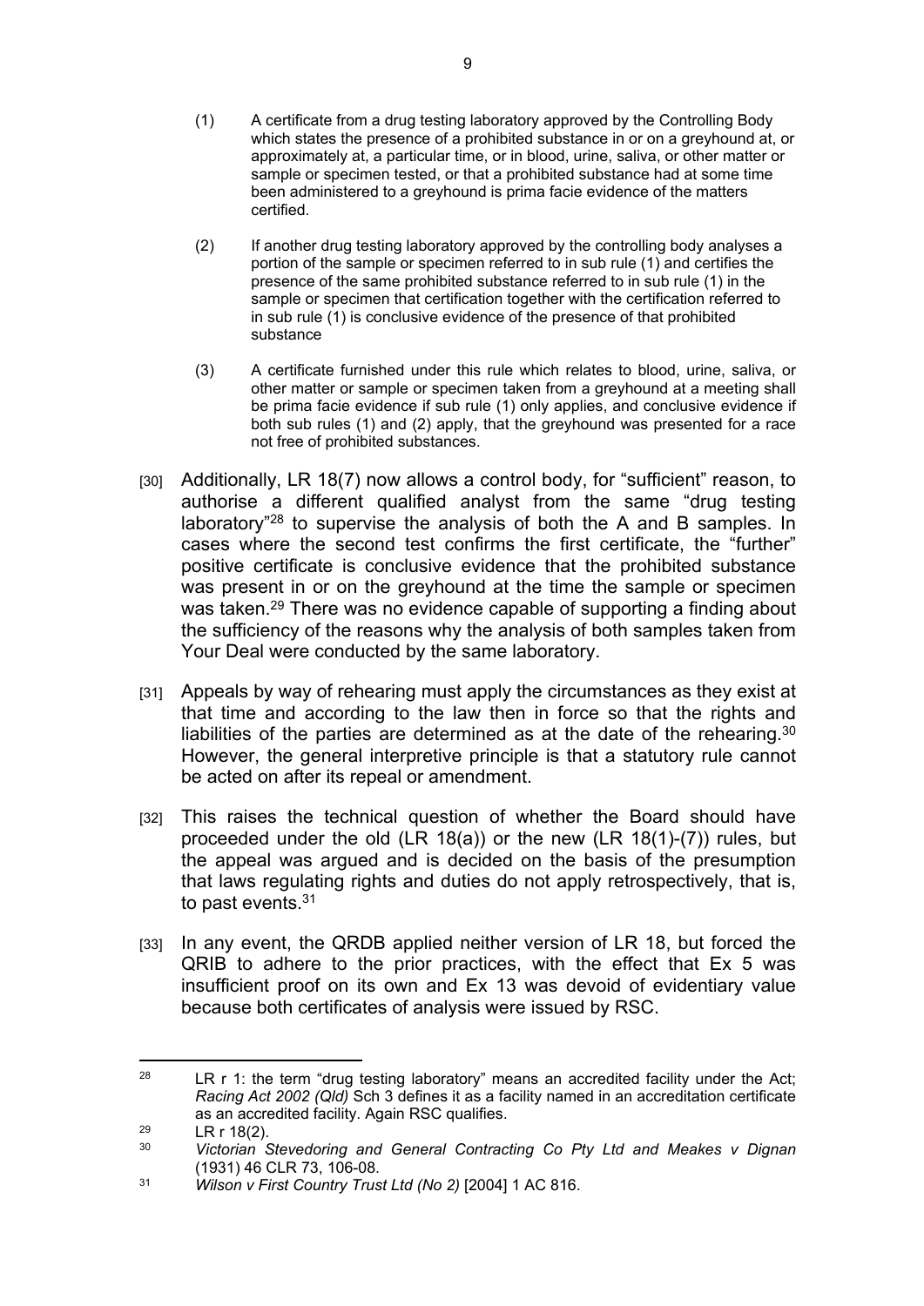(1) A certificate from a drug testing laboratory approved by the Controlling Body which states the presence of a prohibited substance in or on a greyhound at, or approximately at, a particular time, or in blood, urine, saliva, or other matter or sample or specimen tested, or that a prohibited substance had at some time been administered to a greyhound is prima facie evidence of the matters certified.

(2) If another drug testing laboratory approved by the controlling body analyses a portion of the sample or specimen referred to in sub rule (1) and certifies the presence of the same prohibited substance referred to in sub rule (1) in the sample or specimen that certification together with the certification referred to in sub rule (1) is conclusive evidence of the presence of that prohibited substance

(3) A certificate furnished under this rule which relates to blood, urine, saliva, or other matter or sample or specimen taken from a greyhound at a meeting shall be prima facie evidence if sub rule (1) only applies, and conclusive evidence if both sub rules (1) and (2) apply, that the greyhound was presented for a race not free of prohibited substances.

[30] Additionally, LR 18(7) now allows a control body, for "sufficient" reason, to authorise a different qualified analyst from the same "drug testing laboratory"[28] to supervise the analysis of both the A and B samples. In cases where the second test confirms the first certificate, the "further" positive certificate is conclusive evidence that the prohibited substance was present in or on the greyhound at the time the sample or specimen was taken.[29] There was no evidence capable of supporting a finding about the sufficiency of the reasons why the analysis of both samples taken from Your Deal were conducted by the same laboratory.

[31] Appeals by way of rehearing must apply the circumstances as they exist at that time and according to the law then in force so that the rights and liabilities of the parties are determined as at the date of the rehearing.[30] However, the general interpretive principle is that a statutory rule cannot be acted on after its repeal or amendment.

[32] This raises the technical question of whether the Board should have proceeded under the old (LR 18(a)) or the new (LR 18(1)-(7)) rules, but the appeal was argued and is decided on the basis of the presumption that laws regulating rights and duties do not apply retrospectively, that is, to past events.[31]

[33] In any event, the QRDB applied neither version of LR 18, but forced the QRIB to adhere to the prior practices, with the effect that Ex 5 was insufficient proof on its own and Ex 13 was devoid of evidentiary value because both certificates of analysis were issued by RSC.

---

[28] LR r 1: the term "drug testing laboratory" means an accredited facility under the Act; *Racing Act 2002 (Qld)* Sch 3 defines it as a facility named in an accreditation certificate as an accredited facility. Again RSC qualifies.

[29] LR r 18(2).

[30] *Victorian Stevedoring and General Contracting Co Pty Ltd and Meakes v Dignan* (1931) 46 CLR 73, 106-08.

[31] *Wilson v First Country Trust Ltd (No 2)* [2004] 1 AC 816.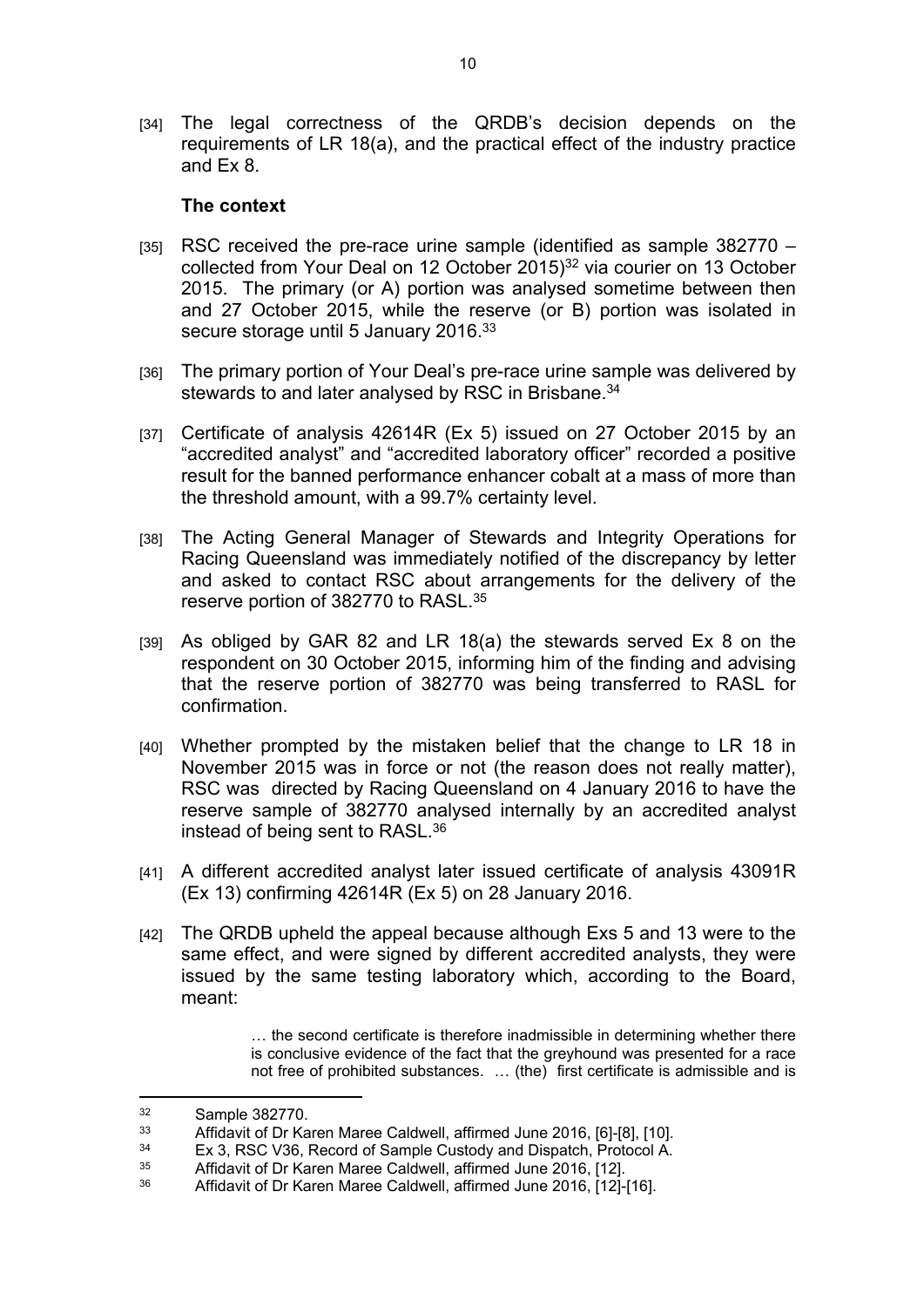[34] The legal correctness of the QRDB's decision depends on the requirements of LR 18(a), and the practical effect of the industry practice and Ex 8.

**The context**

[35] RSC received the pre-race urine sample (identified as sample 382770 – collected from Your Deal on 12 October 2015)[32] via courier on 13 October 2015. The primary (or A) portion was analysed sometime between then and 27 October 2015, while the reserve (or B) portion was isolated in secure storage until 5 January 2016.[33]

[36] The primary portion of Your Deal's pre-race urine sample was delivered by stewards to and later analysed by RSC in Brisbane.[34]

[37] Certificate of analysis 42614R (Ex 5) issued on 27 October 2015 by an "accredited analyst" and "accredited laboratory officer" recorded a positive result for the banned performance enhancer cobalt at a mass of more than the threshold amount, with a 99.7% certainty level.

[38] The Acting General Manager of Stewards and Integrity Operations for Racing Queensland was immediately notified of the discrepancy by letter and asked to contact RSC about arrangements for the delivery of the reserve portion of 382770 to RASL.[35]

[39] As obliged by GAR 82 and LR 18(a) the stewards served Ex 8 on the respondent on 30 October 2015, informing him of the finding and advising that the reserve portion of 382770 was being transferred to RASL for confirmation.

[40] Whether prompted by the mistaken belief that the change to LR 18 in November 2015 was in force or not (the reason does not really matter), RSC was directed by Racing Queensland on 4 January 2016 to have the reserve sample of 382770 analysed internally by an accredited analyst instead of being sent to RASL.[36]

[41] A different accredited analyst later issued certificate of analysis 43091R (Ex 13) confirming 42614R (Ex 5) on 28 January 2016.

[42] The QRDB upheld the appeal because although Exs 5 and 13 were to the same effect, and were signed by different accredited analysts, they were issued by the same testing laboratory which, according to the Board, meant:

> … the second certificate is therefore inadmissible in determining whether there is conclusive evidence of the fact that the greyhound was presented for a race not free of prohibited substances. … (the) first certificate is admissible and is

---

[32] Sample 382770.

[33] Affidavit of Dr Karen Maree Caldwell, affirmed June 2016, [6]-[8], [10].

[34] Ex 3, RSC V36, Record of Sample Custody and Dispatch, Protocol A.

[35] Affidavit of Dr Karen Maree Caldwell, affirmed June 2016, [12].

[36] Affidavit of Dr Karen Maree Caldwell, affirmed June 2016, [12]-[16].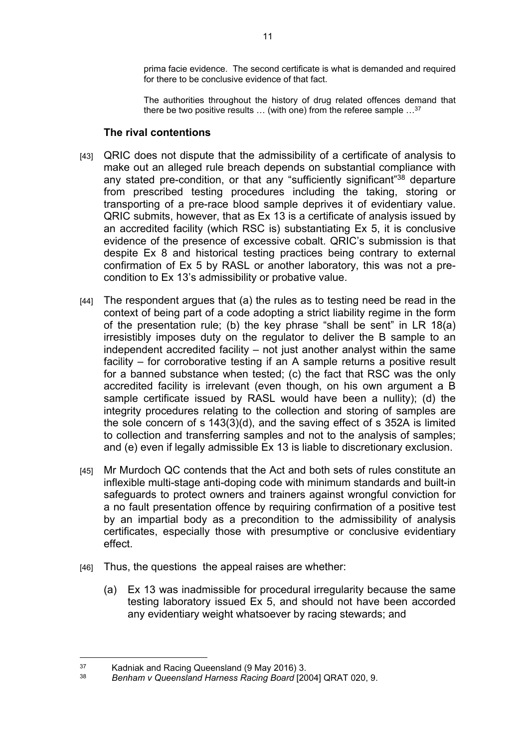> prima facie evidence. The second certificate is what is demanded and required for there to be conclusive evidence of that fact.
>
> The authorities throughout the history of drug related offences demand that there be two positive results … (with one) from the referee sample …[37]

### The rival contentions

[43] QRIC does not dispute that the admissibility of a certificate of analysis to make out an alleged rule breach depends on substantial compliance with any stated pre-condition, or that any "sufficiently significant"[38] departure from prescribed testing procedures including the taking, storing or transporting of a pre-race blood sample deprives it of evidentiary value. QRIC submits, however, that as Ex 13 is a certificate of analysis issued by an accredited facility (which RSC is) substantiating Ex 5, it is conclusive evidence of the presence of excessive cobalt. QRIC's submission is that despite Ex 8 and historical testing practices being contrary to external confirmation of Ex 5 by RASL or another laboratory, this was not a pre-condition to Ex 13's admissibility or probative value.

[44] The respondent argues that (a) the rules as to testing need be read in the context of being part of a code adopting a strict liability regime in the form of the presentation rule; (b) the key phrase "shall be sent" in LR 18(a) irresistibly imposes duty on the regulator to deliver the B sample to an independent accredited facility – not just another analyst within the same facility – for corroborative testing if an A sample returns a positive result for a banned substance when tested; (c) the fact that RSC was the only accredited facility is irrelevant (even though, on his own argument a B sample certificate issued by RASL would have been a nullity); (d) the integrity procedures relating to the collection and storing of samples are the sole concern of s 143(3)(d), and the saving effect of s 352A is limited to collection and transferring samples and not to the analysis of samples; and (e) even if legally admissible Ex 13 is liable to discretionary exclusion.

[45] Mr Murdoch QC contends that the Act and both sets of rules constitute an inflexible multi-stage anti-doping code with minimum standards and built-in safeguards to protect owners and trainers against wrongful conviction for a no fault presentation offence by requiring confirmation of a positive test by an impartial body as a precondition to the admissibility of analysis certificates, especially those with presumptive or conclusive evidentiary effect.

[46] Thus, the questions the appeal raises are whether:

(a) Ex 13 was inadmissible for procedural irregularity because the same testing laboratory issued Ex 5, and should not have been accorded any evidentiary weight whatsoever by racing stewards; and

---

[37] Kadniak and Racing Queensland (9 May 2016) 3.

[38] *Benham v Queensland Harness Racing Board* [2004] QRAT 020, 9.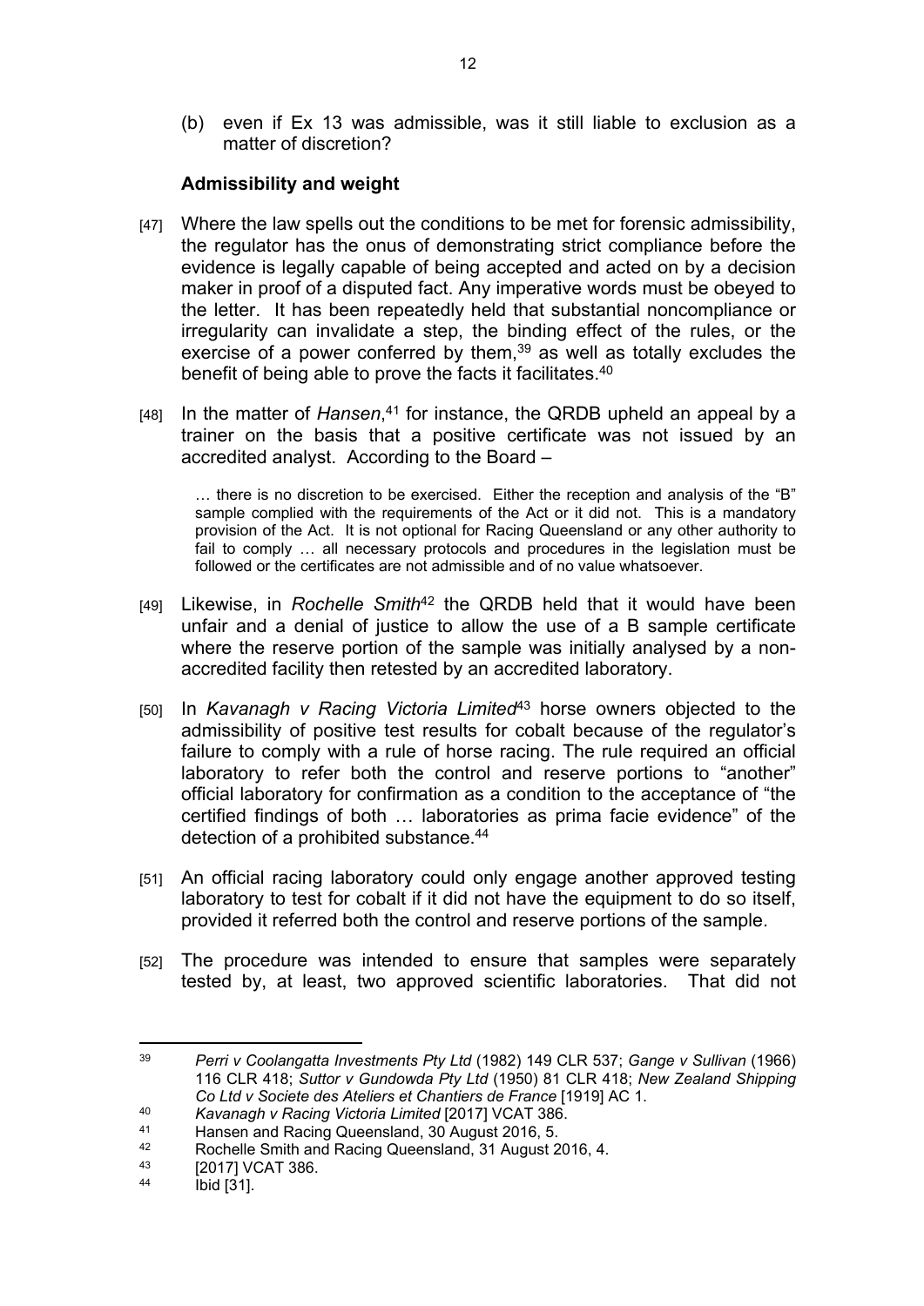(b) even if Ex 13 was admissible, was it still liable to exclusion as a matter of discretion?

### Admissibility and weight

[47] Where the law spells out the conditions to be met for forensic admissibility, the regulator has the onus of demonstrating strict compliance before the evidence is legally capable of being accepted and acted on by a decision maker in proof of a disputed fact. Any imperative words must be obeyed to the letter. It has been repeatedly held that substantial noncompliance or irregularity can invalidate a step, the binding effect of the rules, or the exercise of a power conferred by them,[39] as well as totally excludes the benefit of being able to prove the facts it facilitates.[40]

[48] In the matter of *Hansen*,[41] for instance, the QRDB upheld an appeal by a trainer on the basis that a positive certificate was not issued by an accredited analyst. According to the Board –

> … there is no discretion to be exercised. Either the reception and analysis of the "B" sample complied with the requirements of the Act or it did not. This is a mandatory provision of the Act. It is not optional for Racing Queensland or any other authority to fail to comply … all necessary protocols and procedures in the legislation must be followed or the certificates are not admissible and of no value whatsoever.

[49] Likewise, in *Rochelle Smith*[42] the QRDB held that it would have been unfair and a denial of justice to allow the use of a B sample certificate where the reserve portion of the sample was initially analysed by a non-accredited facility then retested by an accredited laboratory.

[50] In *Kavanagh v Racing Victoria Limited*[43] horse owners objected to the admissibility of positive test results for cobalt because of the regulator's failure to comply with a rule of horse racing. The rule required an official laboratory to refer both the control and reserve portions to "another" official laboratory for confirmation as a condition to the acceptance of "the certified findings of both … laboratories as prima facie evidence" of the detection of a prohibited substance.[44]

[51] An official racing laboratory could only engage another approved testing laboratory to test for cobalt if it did not have the equipment to do so itself, provided it referred both the control and reserve portions of the sample.

[52] The procedure was intended to ensure that samples were separately tested by, at least, two approved scientific laboratories. That did not

---

[39] *Perri v Coolangatta Investments Pty Ltd* (1982) 149 CLR 537; *Gange v Sullivan* (1966) 116 CLR 418; *Suttor v Gundowda Pty Ltd* (1950) 81 CLR 418; *New Zealand Shipping Co Ltd v Societe des Ateliers et Chantiers de France* [1919] AC 1.

[40] *Kavanagh v Racing Victoria Limited* [2017] VCAT 386.

[41] Hansen and Racing Queensland, 30 August 2016, 5.

[42] Rochelle Smith and Racing Queensland, 31 August 2016, 4.

[43] [2017] VCAT 386.

[44] Ibid [31].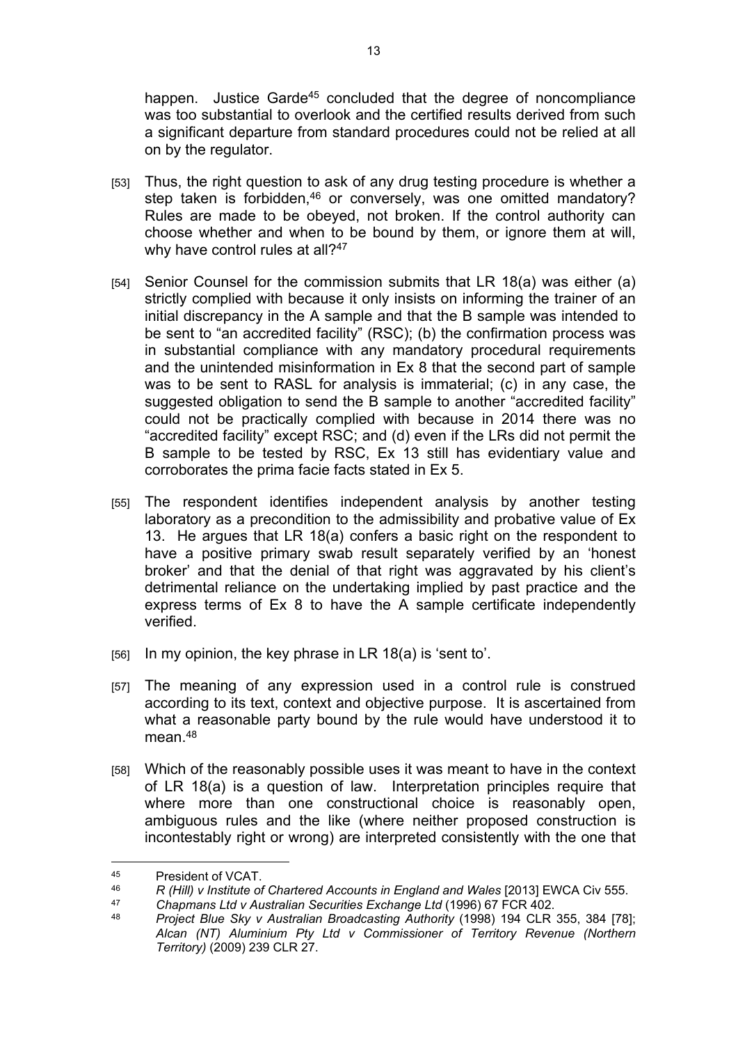happen. Justice Garde[45] concluded that the degree of noncompliance was too substantial to overlook and the certified results derived from such a significant departure from standard procedures could not be relied at all on by the regulator.

[53] Thus, the right question to ask of any drug testing procedure is whether a step taken is forbidden,[46] or conversely, was one omitted mandatory? Rules are made to be obeyed, not broken. If the control authority can choose whether and when to be bound by them, or ignore them at will, why have control rules at all?[47]

[54] Senior Counsel for the commission submits that LR 18(a) was either (a) strictly complied with because it only insists on informing the trainer of an initial discrepancy in the A sample and that the B sample was intended to be sent to "an accredited facility" (RSC); (b) the confirmation process was in substantial compliance with any mandatory procedural requirements and the unintended misinformation in Ex 8 that the second part of sample was to be sent to RASL for analysis is immaterial; (c) in any case, the suggested obligation to send the B sample to another "accredited facility" could not be practically complied with because in 2014 there was no "accredited facility" except RSC; and (d) even if the LRs did not permit the B sample to be tested by RSC, Ex 13 still has evidentiary value and corroborates the prima facie facts stated in Ex 5.

[55] The respondent identifies independent analysis by another testing laboratory as a precondition to the admissibility and probative value of Ex 13. He argues that LR 18(a) confers a basic right on the respondent to have a positive primary swab result separately verified by an 'honest broker' and that the denial of that right was aggravated by his client's detrimental reliance on the undertaking implied by past practice and the express terms of Ex 8 to have the A sample certificate independently verified.

[56] In my opinion, the key phrase in LR 18(a) is 'sent to'.

[57] The meaning of any expression used in a control rule is construed according to its text, context and objective purpose. It is ascertained from what a reasonable party bound by the rule would have understood it to mean.[48]

[58] Which of the reasonably possible uses it was meant to have in the context of LR 18(a) is a question of law. Interpretation principles require that where more than one constructional choice is reasonably open, ambiguous rules and the like (where neither proposed construction is incontestably right or wrong) are interpreted consistently with the one that

---

45 President of VCAT.

46 *R (Hill) v Institute of Chartered Accounts in England and Wales* [2013] EWCA Civ 555.

47 *Chapmans Ltd v Australian Securities Exchange Ltd* (1996) 67 FCR 402.

48 *Project Blue Sky v Australian Broadcasting Authority* (1998) 194 CLR 355, 384 [78]; *Alcan (NT) Aluminium Pty Ltd v Commissioner of Territory Revenue (Northern Territory)* (2009) 239 CLR 27.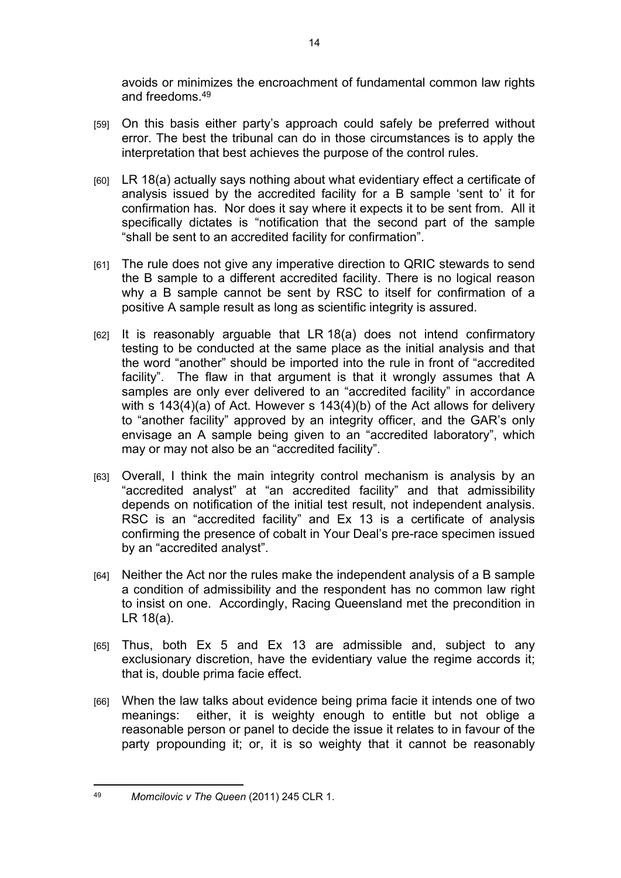avoids or minimizes the encroachment of fundamental common law rights and freedoms.[49]

[59] On this basis either party's approach could safely be preferred without error. The best the tribunal can do in those circumstances is to apply the interpretation that best achieves the purpose of the control rules.

[60] LR 18(a) actually says nothing about what evidentiary effect a certificate of analysis issued by the accredited facility for a B sample 'sent to' it for confirmation has. Nor does it say where it expects it to be sent from. All it specifically dictates is "notification that the second part of the sample "shall be sent to an accredited facility for confirmation".

[61] The rule does not give any imperative direction to QRIC stewards to send the B sample to a different accredited facility. There is no logical reason why a B sample cannot be sent by RSC to itself for confirmation of a positive A sample result as long as scientific integrity is assured.

[62] It is reasonably arguable that LR 18(a) does not intend confirmatory testing to be conducted at the same place as the initial analysis and that the word "another" should be imported into the rule in front of "accredited facility". The flaw in that argument is that it wrongly assumes that A samples are only ever delivered to an "accredited facility" in accordance with s 143(4)(a) of Act. However s 143(4)(b) of the Act allows for delivery to "another facility" approved by an integrity officer, and the GAR's only envisage an A sample being given to an "accredited laboratory", which may or may not also be an "accredited facility".

[63] Overall, I think the main integrity control mechanism is analysis by an "accredited analyst" at "an accredited facility" and that admissibility depends on notification of the initial test result, not independent analysis. RSC is an "accredited facility" and Ex 13 is a certificate of analysis confirming the presence of cobalt in Your Deal's pre-race specimen issued by an "accredited analyst".

[64] Neither the Act nor the rules make the independent analysis of a B sample a condition of admissibility and the respondent has no common law right to insist on one. Accordingly, Racing Queensland met the precondition in LR 18(a).

[65] Thus, both Ex 5 and Ex 13 are admissible and, subject to any exclusionary discretion, have the evidentiary value the regime accords it; that is, double prima facie effect.

[66] When the law talks about evidence being prima facie it intends one of two meanings: either, it is weighty enough to entitle but not oblige a reasonable person or panel to decide the issue it relates to in favour of the party propounding it; or, it is so weighty that it cannot be reasonably

---

[49] *Momcilovic v The Queen* (2011) 245 CLR 1.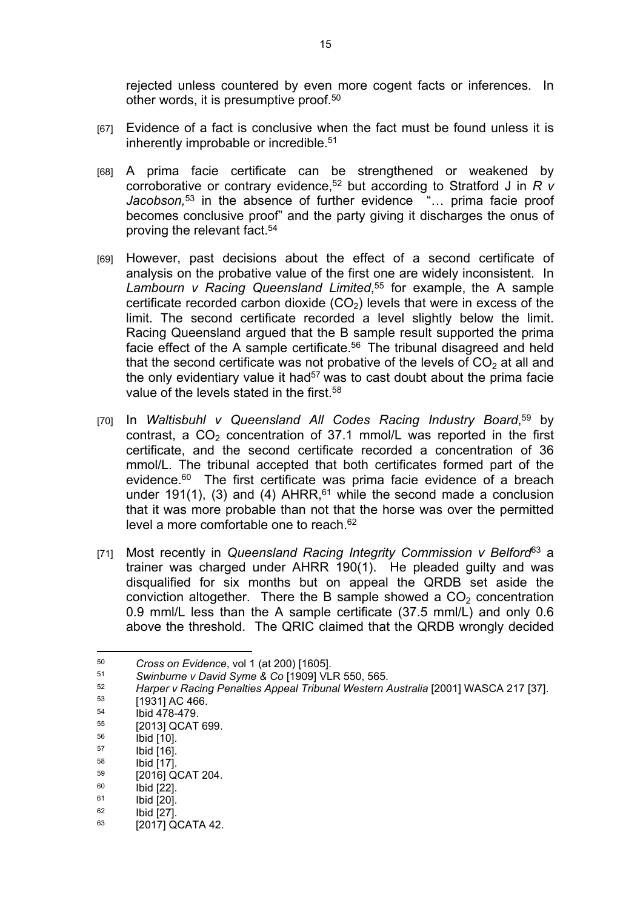rejected unless countered by even more cogent facts or inferences. In other words, it is presumptive proof.[50]

[67] Evidence of a fact is conclusive when the fact must be found unless it is inherently improbable or incredible.[51]

[68] A prima facie certificate can be strengthened or weakened by corroborative or contrary evidence,[52] but according to Stratford J in *R v Jacobson,*[53] in the absence of further evidence "… prima facie proof becomes conclusive proof" and the party giving it discharges the onus of proving the relevant fact.[54]

[69] However, past decisions about the effect of a second certificate of analysis on the probative value of the first one are widely inconsistent. In *Lambourn v Racing Queensland Limited*,[55] for example, the A sample certificate recorded carbon dioxide ($CO_2$) levels that were in excess of the limit. The second certificate recorded a level slightly below the limit. Racing Queensland argued that the B sample result supported the prima facie effect of the A sample certificate.[56] The tribunal disagreed and held that the second certificate was not probative of the levels of $CO_2$ at all and the only evidentiary value it had[57] was to cast doubt about the prima facie value of the levels stated in the first.[58]

[70] In *Waltisbuhl v Queensland All Codes Racing Industry Board*,[59] by contrast, a $CO_2$ concentration of 37.1 mmol/L was reported in the first certificate, and the second certificate recorded a concentration of 36 mmol/L. The tribunal accepted that both certificates formed part of the evidence.[60] The first certificate was prima facie evidence of a breach under 191(1), (3) and (4) AHRR,[61] while the second made a conclusion that it was more probable than not that the horse was over the permitted level a more comfortable one to reach.[62]

[71] Most recently in *Queensland Racing Integrity Commission v Belford*[63] a trainer was charged under AHRR 190(1). He pleaded guilty and was disqualified for six months but on appeal the QRDB set aside the conviction altogether. There the B sample showed a $CO_2$ concentration 0.9 mml/L less than the A sample certificate (37.5 mml/L) and only 0.6 above the threshold. The QRIC claimed that the QRDB wrongly decided

---

[50] *Cross on Evidence*, vol 1 (at 200) [1605].

[51] *Swinburne v David Syme & Co* [1909] VLR 550, 565.

[52] *Harper v Racing Penalties Appeal Tribunal Western Australia* [2001] WASCA 217 [37].

[53] [1931] AC 466.

[54] Ibid 478-479.

[55] [2013] QCAT 699.

[56] Ibid [10].

[57] Ibid [16].

[58] Ibid [17].

[59] [2016] QCAT 204.

[60] Ibid [22].

[61] Ibid [20].

[62] Ibid [27].

[63] [2017] QCATA 42.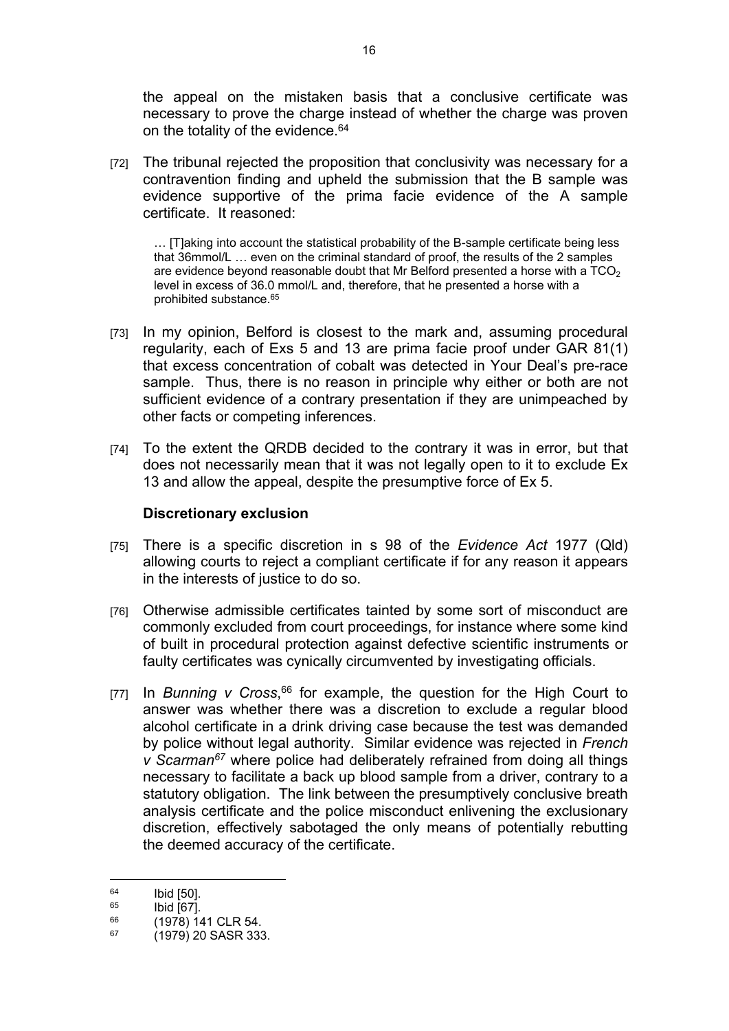the appeal on the mistaken basis that a conclusive certificate was necessary to prove the charge instead of whether the charge was proven on the totality of the evidence.[64]

[72] The tribunal rejected the proposition that conclusivity was necessary for a contravention finding and upheld the submission that the B sample was evidence supportive of the prima facie evidence of the A sample certificate. It reasoned:

> … [T]aking into account the statistical probability of the B-sample certificate being less that 36mmol/L … even on the criminal standard of proof, the results of the 2 samples are evidence beyond reasonable doubt that Mr Belford presented a horse with a $TCO_2$ level in excess of 36.0 mmol/L and, therefore, that he presented a horse with a prohibited substance.[65]

[73] In my opinion, Belford is closest to the mark and, assuming procedural regularity, each of Exs 5 and 13 are prima facie proof under GAR 81(1) that excess concentration of cobalt was detected in Your Deal's pre-race sample. Thus, there is no reason in principle why either or both are not sufficient evidence of a contrary presentation if they are unimpeached by other facts or competing inferences.

[74] To the extent the QRDB decided to the contrary it was in error, but that does not necessarily mean that it was not legally open to it to exclude Ex 13 and allow the appeal, despite the presumptive force of Ex 5.

### Discretionary exclusion

[75] There is a specific discretion in s 98 of the *Evidence Act* 1977 (Qld) allowing courts to reject a compliant certificate if for any reason it appears in the interests of justice to do so.

[76] Otherwise admissible certificates tainted by some sort of misconduct are commonly excluded from court proceedings, for instance where some kind of built in procedural protection against defective scientific instruments or faulty certificates was cynically circumvented by investigating officials.

[77] In *Bunning v Cross*,[66] for example, the question for the High Court to answer was whether there was a discretion to exclude a regular blood alcohol certificate in a drink driving case because the test was demanded by police without legal authority. Similar evidence was rejected in *French v Scarman*[67] where police had deliberately refrained from doing all things necessary to facilitate a back up blood sample from a driver, contrary to a statutory obligation. The link between the presumptively conclusive breath analysis certificate and the police misconduct enlivening the exclusionary discretion, effectively sabotaged the only means of potentially rebutting the deemed accuracy of the certificate.

---

[64] Ibid [50].

[65] Ibid [67].

[66] (1978) 141 CLR 54.

[67] (1979) 20 SASR 333.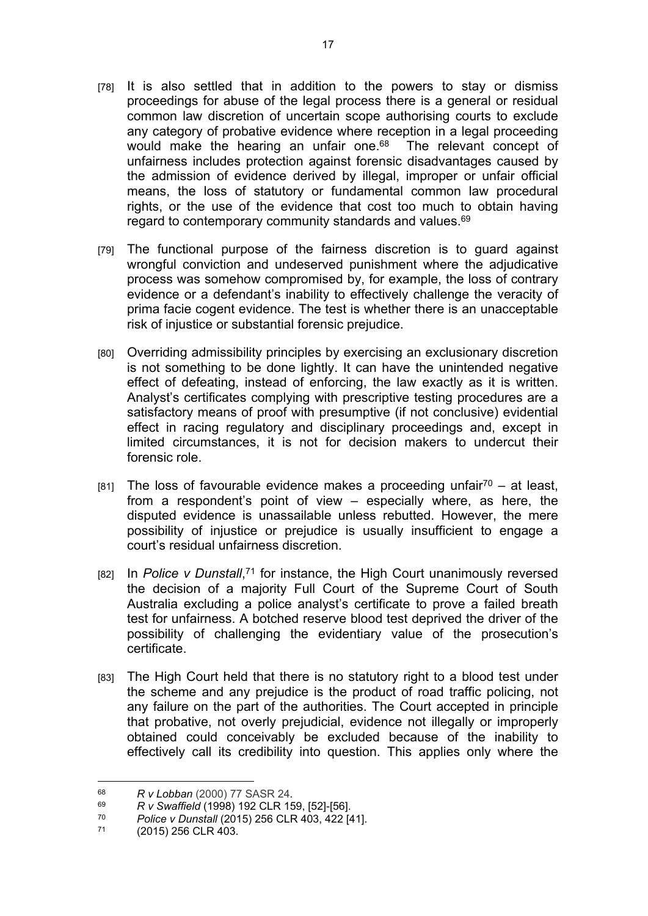[78] It is also settled that in addition to the powers to stay or dismiss proceedings for abuse of the legal process there is a general or residual common law discretion of uncertain scope authorising courts to exclude any category of probative evidence where reception in a legal proceeding would make the hearing an unfair one.[68] The relevant concept of unfairness includes protection against forensic disadvantages caused by the admission of evidence derived by illegal, improper or unfair official means, the loss of statutory or fundamental common law procedural rights, or the use of the evidence that cost too much to obtain having regard to contemporary community standards and values.[69]

[79] The functional purpose of the fairness discretion is to guard against wrongful conviction and undeserved punishment where the adjudicative process was somehow compromised by, for example, the loss of contrary evidence or a defendant's inability to effectively challenge the veracity of prima facie cogent evidence. The test is whether there is an unacceptable risk of injustice or substantial forensic prejudice.

[80] Overriding admissibility principles by exercising an exclusionary discretion is not something to be done lightly. It can have the unintended negative effect of defeating, instead of enforcing, the law exactly as it is written. Analyst's certificates complying with prescriptive testing procedures are a satisfactory means of proof with presumptive (if not conclusive) evidential effect in racing regulatory and disciplinary proceedings and, except in limited circumstances, it is not for decision makers to undercut their forensic role.

[81] The loss of favourable evidence makes a proceeding unfair[70] – at least, from a respondent's point of view – especially where, as here, the disputed evidence is unassailable unless rebutted. However, the mere possibility of injustice or prejudice is usually insufficient to engage a court's residual unfairness discretion.

[82] In *Police v Dunstall*,[71] for instance, the High Court unanimously reversed the decision of a majority Full Court of the Supreme Court of South Australia excluding a police analyst's certificate to prove a failed breath test for unfairness. A botched reserve blood test deprived the driver of the possibility of challenging the evidentiary value of the prosecution's certificate.

[83] The High Court held that there is no statutory right to a blood test under the scheme and any prejudice is the product of road traffic policing, not any failure on the part of the authorities. The Court accepted in principle that probative, not overly prejudicial, evidence not illegally or improperly obtained could conceivably be excluded because of the inability to effectively call its credibility into question. This applies only where the

---

[68] *R v Lobban* (2000) 77 SASR 24.

[69] *R v Swaffield* (1998) 192 CLR 159, [52]-[56].

[70] *Police v Dunstall* (2015) 256 CLR 403, 422 [41].

[71] (2015) 256 CLR 403.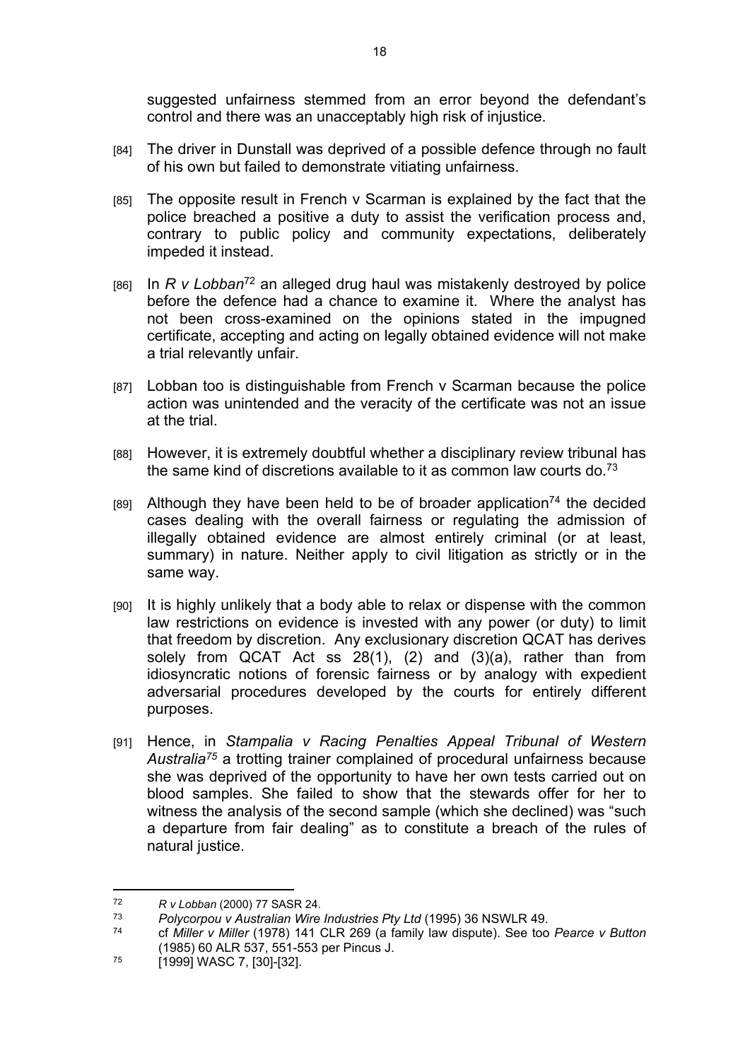suggested unfairness stemmed from an error beyond the defendant's control and there was an unacceptably high risk of injustice.

[84] The driver in Dunstall was deprived of a possible defence through no fault of his own but failed to demonstrate vitiating unfairness.

[85] The opposite result in French v Scarman is explained by the fact that the police breached a positive a duty to assist the verification process and, contrary to public policy and community expectations, deliberately impeded it instead.

[86] In *R v Lobban*[72] an alleged drug haul was mistakenly destroyed by police before the defence had a chance to examine it. Where the analyst has not been cross-examined on the opinions stated in the impugned certificate, accepting and acting on legally obtained evidence will not make a trial relevantly unfair.

[87] Lobban too is distinguishable from French v Scarman because the police action was unintended and the veracity of the certificate was not an issue at the trial.

[88] However, it is extremely doubtful whether a disciplinary review tribunal has the same kind of discretions available to it as common law courts do.[73]

[89] Although they have been held to be of broader application[74] the decided cases dealing with the overall fairness or regulating the admission of illegally obtained evidence are almost entirely criminal (or at least, summary) in nature. Neither apply to civil litigation as strictly or in the same way.

[90] It is highly unlikely that a body able to relax or dispense with the common law restrictions on evidence is invested with any power (or duty) to limit that freedom by discretion. Any exclusionary discretion QCAT has derives solely from QCAT Act ss 28(1), (2) and (3)(a), rather than from idiosyncratic notions of forensic fairness or by analogy with expedient adversarial procedures developed by the courts for entirely different purposes.

[91] Hence, in *Stampalia v Racing Penalties Appeal Tribunal of Western Australia*[75] a trotting trainer complained of procedural unfairness because she was deprived of the opportunity to have her own tests carried out on blood samples. She failed to show that the stewards offer for her to witness the analysis of the second sample (which she declined) was "such a departure from fair dealing" as to constitute a breach of the rules of natural justice.

---

[72] *R v Lobban* (2000) 77 SASR 24.

[73] *Polycorpou v Australian Wire Industries Pty Ltd* (1995) 36 NSWLR 49.

[74] cf *Miller v Miller* (1978) 141 CLR 269 (a family law dispute). See too *Pearce v Button* (1985) 60 ALR 537, 551-553 per Pincus J.

[75] [1999] WASC 7, [30]-[32].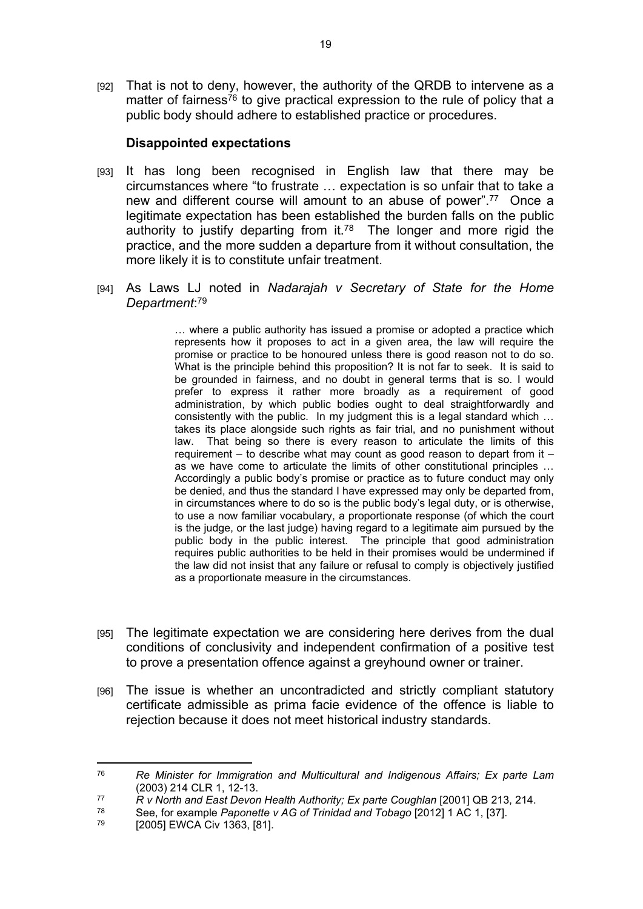[92] That is not to deny, however, the authority of the QRDB to intervene as a matter of fairness[76] to give practical expression to the rule of policy that a public body should adhere to established practice or procedures.

### Disappointed expectations

[93] It has long been recognised in English law that there may be circumstances where "to frustrate … expectation is so unfair that to take a new and different course will amount to an abuse of power".[77] Once a legitimate expectation has been established the burden falls on the public authority to justify departing from it.[78] The longer and more rigid the practice, and the more sudden a departure from it without consultation, the more likely it is to constitute unfair treatment.

[94] As Laws LJ noted in *Nadarajah v Secretary of State for the Home Department*:[79]

> … where a public authority has issued a promise or adopted a practice which represents how it proposes to act in a given area, the law will require the promise or practice to be honoured unless there is good reason not to do so. What is the principle behind this proposition? It is not far to seek. It is said to be grounded in fairness, and no doubt in general terms that is so. I would prefer to express it rather more broadly as a requirement of good administration, by which public bodies ought to deal straightforwardly and consistently with the public. In my judgment this is a legal standard which … takes its place alongside such rights as fair trial, and no punishment without law. That being so there is every reason to articulate the limits of this requirement – to describe what may count as good reason to depart from it – as we have come to articulate the limits of other constitutional principles … Accordingly a public body's promise or practice as to future conduct may only be denied, and thus the standard I have expressed may only be departed from, in circumstances where to do so is the public body's legal duty, or is otherwise, to use a now familiar vocabulary, a proportionate response (of which the court is the judge, or the last judge) having regard to a legitimate aim pursued by the public body in the public interest. The principle that good administration requires public authorities to be held in their promises would be undermined if the law did not insist that any failure or refusal to comply is objectively justified as a proportionate measure in the circumstances.

[95] The legitimate expectation we are considering here derives from the dual conditions of conclusivity and independent confirmation of a positive test to prove a presentation offence against a greyhound owner or trainer.

[96] The issue is whether an uncontradicted and strictly compliant statutory certificate admissible as prima facie evidence of the offence is liable to rejection because it does not meet historical industry standards.

---

[76] *Re Minister for Immigration and Multicultural and Indigenous Affairs; Ex parte Lam* (2003) 214 CLR 1, 12-13.

[77] *R v North and East Devon Health Authority; Ex parte Coughlan* [2001] QB 213, 214.

[78] See, for example *Paponette v AG of Trinidad and Tobago* [2012] 1 AC 1, [37].

[79] [2005] EWCA Civ 1363, [81].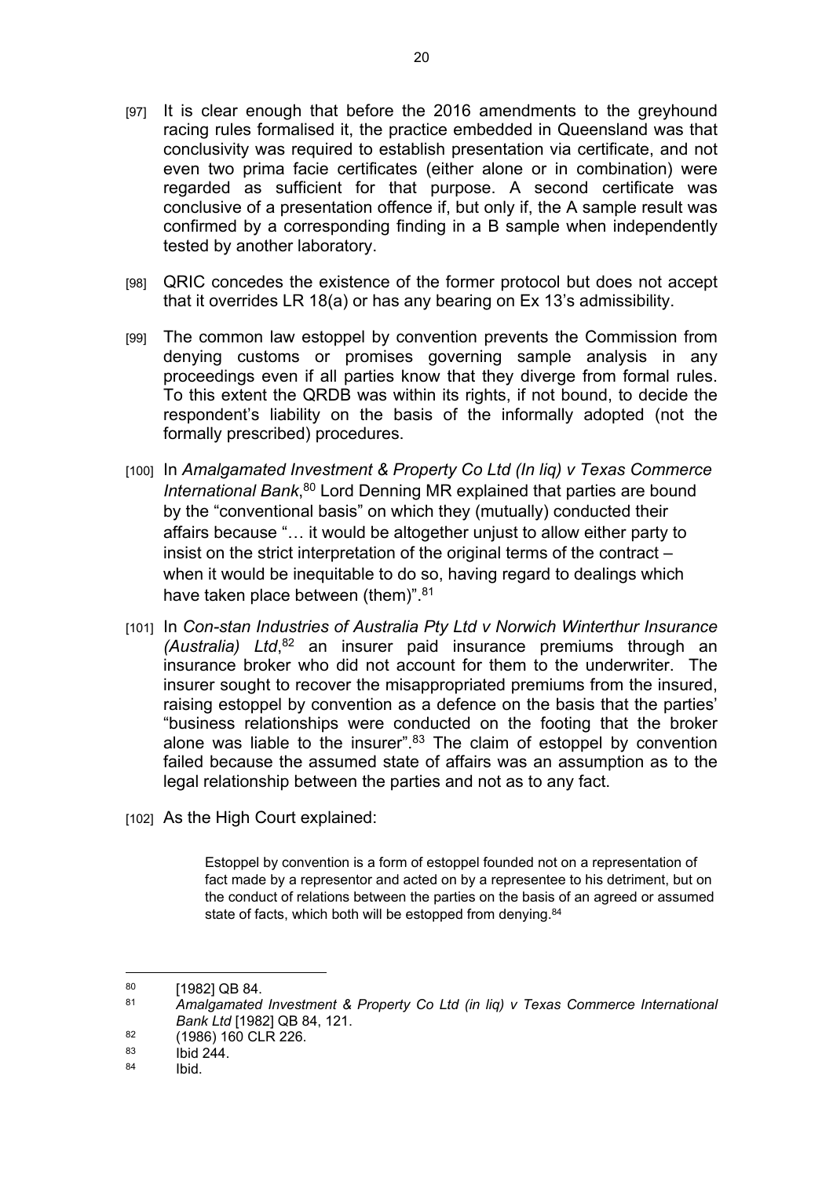[97] It is clear enough that before the 2016 amendments to the greyhound racing rules formalised it, the practice embedded in Queensland was that conclusivity was required to establish presentation via certificate, and not even two prima facie certificates (either alone or in combination) were regarded as sufficient for that purpose. A second certificate was conclusive of a presentation offence if, but only if, the A sample result was confirmed by a corresponding finding in a B sample when independently tested by another laboratory.

[98] QRIC concedes the existence of the former protocol but does not accept that it overrides LR 18(a) or has any bearing on Ex 13's admissibility.

[99] The common law estoppel by convention prevents the Commission from denying customs or promises governing sample analysis in any proceedings even if all parties know that they diverge from formal rules. To this extent the QRDB was within its rights, if not bound, to decide the respondent's liability on the basis of the informally adopted (not the formally prescribed) procedures.

[100] In *Amalgamated Investment & Property Co Ltd (In liq) v Texas Commerce International Bank*,[80] Lord Denning MR explained that parties are bound by the "conventional basis" on which they (mutually) conducted their affairs because "… it would be altogether unjust to allow either party to insist on the strict interpretation of the original terms of the contract – when it would be inequitable to do so, having regard to dealings which have taken place between (them)".[81]

[101] In *Con-stan Industries of Australia Pty Ltd v Norwich Winterthur Insurance (Australia) Ltd*,[82] an insurer paid insurance premiums through an insurance broker who did not account for them to the underwriter. The insurer sought to recover the misappropriated premiums from the insured, raising estoppel by convention as a defence on the basis that the parties' "business relationships were conducted on the footing that the broker alone was liable to the insurer".[83] The claim of estoppel by convention failed because the assumed state of affairs was an assumption as to the legal relationship between the parties and not as to any fact.

[102] As the High Court explained:

> Estoppel by convention is a form of estoppel founded not on a representation of fact made by a representor and acted on by a representee to his detriment, but on the conduct of relations between the parties on the basis of an agreed or assumed state of facts, which both will be estopped from denying.[84]

---

[80] [1982] QB 84.

[81] *Amalgamated Investment & Property Co Ltd (in liq) v Texas Commerce International Bank Ltd* [1982] QB 84, 121.

[82] (1986) 160 CLR 226.

[83] Ibid 244.

[84] Ibid.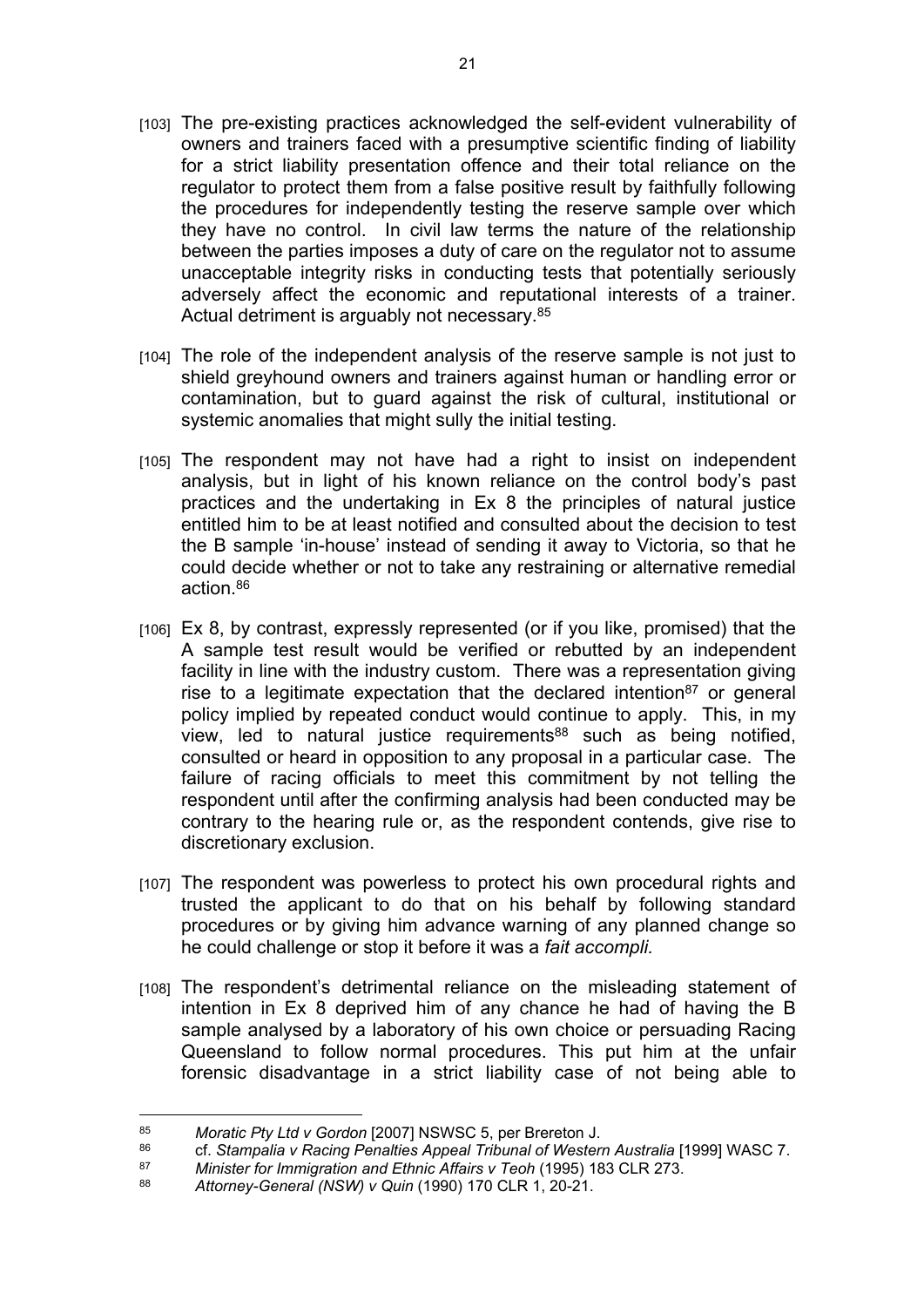[103] The pre-existing practices acknowledged the self-evident vulnerability of owners and trainers faced with a presumptive scientific finding of liability for a strict liability presentation offence and their total reliance on the regulator to protect them from a false positive result by faithfully following the procedures for independently testing the reserve sample over which they have no control. In civil law terms the nature of the relationship between the parties imposes a duty of care on the regulator not to assume unacceptable integrity risks in conducting tests that potentially seriously adversely affect the economic and reputational interests of a trainer. Actual detriment is arguably not necessary.[85]

[104] The role of the independent analysis of the reserve sample is not just to shield greyhound owners and trainers against human or handling error or contamination, but to guard against the risk of cultural, institutional or systemic anomalies that might sully the initial testing.

[105] The respondent may not have had a right to insist on independent analysis, but in light of his known reliance on the control body's past practices and the undertaking in Ex 8 the principles of natural justice entitled him to be at least notified and consulted about the decision to test the B sample 'in-house' instead of sending it away to Victoria, so that he could decide whether or not to take any restraining or alternative remedial action.[86]

[106] Ex 8, by contrast, expressly represented (or if you like, promised) that the A sample test result would be verified or rebutted by an independent facility in line with the industry custom. There was a representation giving rise to a legitimate expectation that the declared intention[87] or general policy implied by repeated conduct would continue to apply. This, in my view, led to natural justice requirements[88] such as being notified, consulted or heard in opposition to any proposal in a particular case. The failure of racing officials to meet this commitment by not telling the respondent until after the confirming analysis had been conducted may be contrary to the hearing rule or, as the respondent contends, give rise to discretionary exclusion.

[107] The respondent was powerless to protect his own procedural rights and trusted the applicant to do that on his behalf by following standard procedures or by giving him advance warning of any planned change so he could challenge or stop it before it was a *fait accompli.*

[108] The respondent's detrimental reliance on the misleading statement of intention in Ex 8 deprived him of any chance he had of having the B sample analysed by a laboratory of his own choice or persuading Racing Queensland to follow normal procedures. This put him at the unfair forensic disadvantage in a strict liability case of not being able to

---

[85] *Moratic Pty Ltd v Gordon* [2007] NSWSC 5, per Brereton J.

[86] cf. *Stampalia v Racing Penalties Appeal Tribunal of Western Australia* [1999] WASC 7.

[87] *Minister for Immigration and Ethnic Affairs v Teoh* (1995) 183 CLR 273.

[88] *Attorney-General (NSW) v Quin* (1990) 170 CLR 1, 20-21.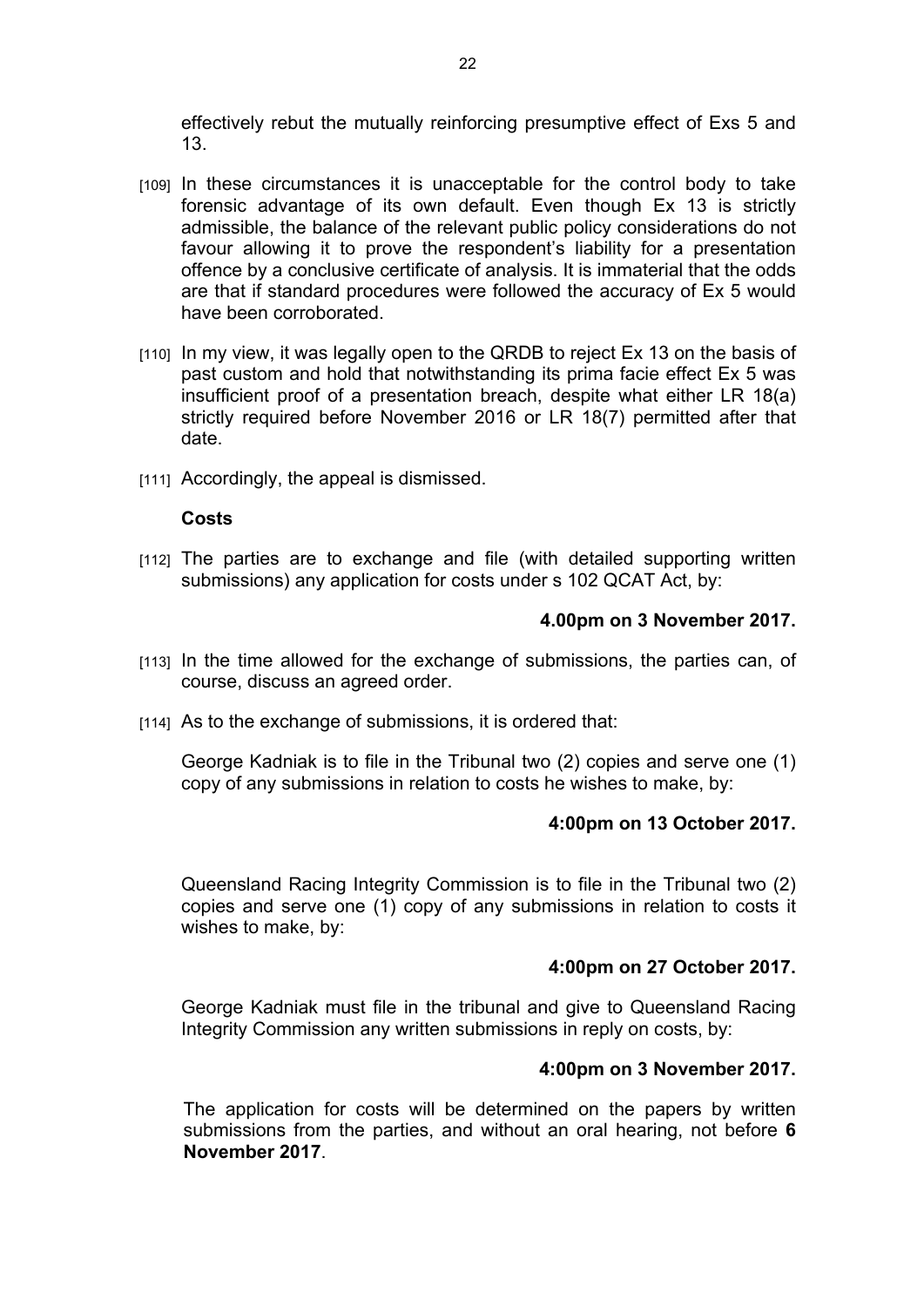effectively rebut the mutually reinforcing presumptive effect of Exs 5 and 13.

[109] In these circumstances it is unacceptable for the control body to take forensic advantage of its own default. Even though Ex 13 is strictly admissible, the balance of the relevant public policy considerations do not favour allowing it to prove the respondent's liability for a presentation offence by a conclusive certificate of analysis. It is immaterial that the odds are that if standard procedures were followed the accuracy of Ex 5 would have been corroborated.

[110] In my view, it was legally open to the QRDB to reject Ex 13 on the basis of past custom and hold that notwithstanding its prima facie effect Ex 5 was insufficient proof of a presentation breach, despite what either LR 18(a) strictly required before November 2016 or LR 18(7) permitted after that date.

[111] Accordingly, the appeal is dismissed.

**Costs**

[112] The parties are to exchange and file (with detailed supporting written submissions) any application for costs under s 102 QCAT Act, by:

**4.00pm on 3 November 2017.**

[113] In the time allowed for the exchange of submissions, the parties can, of course, discuss an agreed order.

[114] As to the exchange of submissions, it is ordered that:

George Kadniak is to file in the Tribunal two (2) copies and serve one (1) copy of any submissions in relation to costs he wishes to make, by:

**4:00pm on 13 October 2017.**

Queensland Racing Integrity Commission is to file in the Tribunal two (2) copies and serve one (1) copy of any submissions in relation to costs it wishes to make, by:

**4:00pm on 27 October 2017.**

George Kadniak must file in the tribunal and give to Queensland Racing Integrity Commission any written submissions in reply on costs, by:

**4:00pm on 3 November 2017.**

The application for costs will be determined on the papers by written submissions from the parties, and without an oral hearing, not before **6 November 2017**.